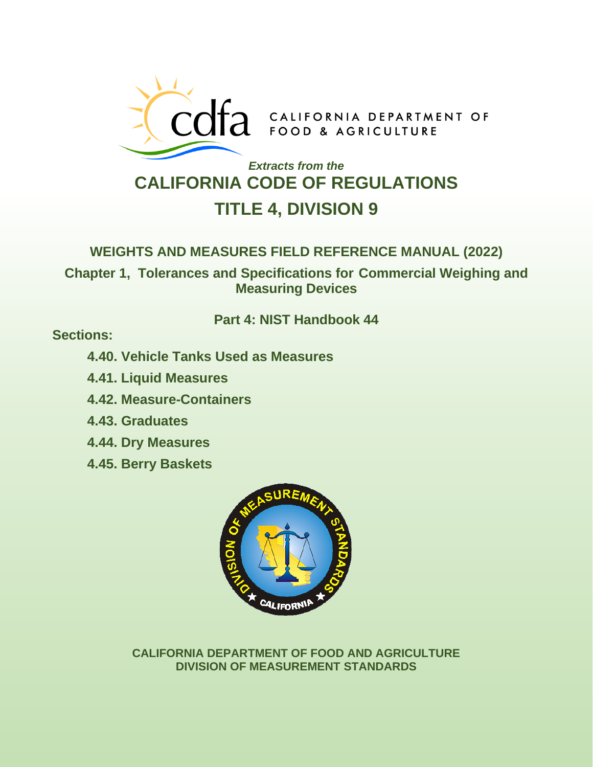CALIFORNIA DEPARTMENT OF FOOD & AGRICULTURE

*Extracts from the*

# CALIFORNIA CODE OF REGULATIONS

# TITLE 4, DIVISION 9

## WEIGHTS AND MEASURES FIELD REFERENCE MANUAL (2022)

### Chapter 1, Tolerances and Specifications for Commercial Weighing and Measuring Devices

### Part 4: NIST Handbook 44

**Sections:**

- **4.40. Vehicle Tanks Used as Measures**
- **4.41. Liquid Measures**
- **4.42. Measure-Containers**
- **4.43. Graduates**
- **4.44. Dry Measures**
- **4.45. Berry Baskets**

**CALIFORNIA DEPARTMENT OF FOOD AND AGRICULTURE**
**DIVISION OF MEASUREMENT STANDARDS**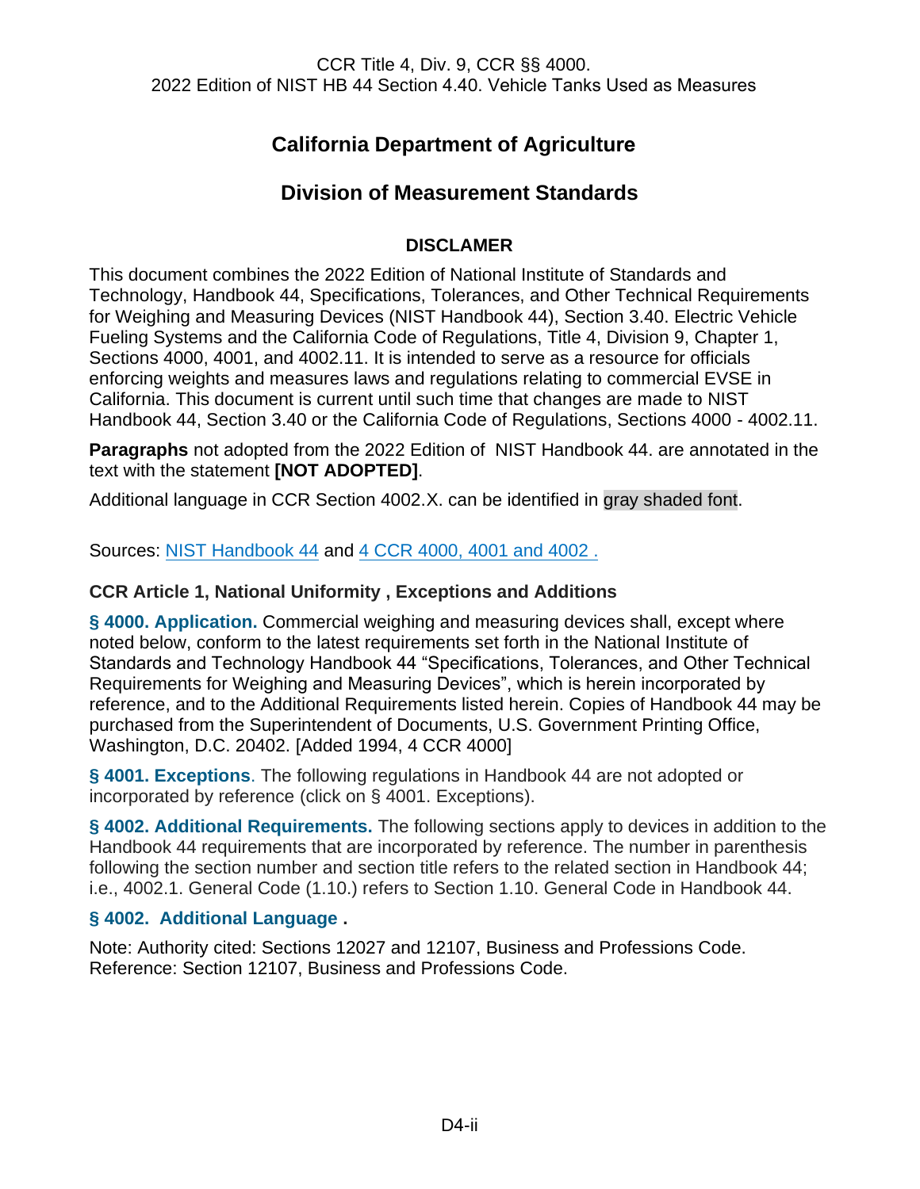CCR Title 4, Div. 9, CCR §§ 4000.
2022 Edition of NIST HB 44 Section 4.40. Vehicle Tanks Used as Measures

# California Department of Agriculture

## Division of Measurement Standards

### DISCLAMER

This document combines the 2022 Edition of National Institute of Standards and Technology, Handbook 44, Specifications, Tolerances, and Other Technical Requirements for Weighing and Measuring Devices (NIST Handbook 44), Section 3.40. Electric Vehicle Fueling Systems and the California Code of Regulations, Title 4, Division 9, Chapter 1, Sections 4000, 4001, and 4002.11. It is intended to serve as a resource for officials enforcing weights and measures laws and regulations relating to commercial EVSE in California. This document is current until such time that changes are made to NIST Handbook 44, Section 3.40 or the California Code of Regulations, Sections 4000 - 4002.11.

**Paragraphs** not adopted from the 2022 Edition of NIST Handbook 44. are annotated in the text with the statement **[NOT ADOPTED]**.

Additional language in CCR Section 4002.X. can be identified in gray shaded font.

Sources: NIST Handbook 44 and 4 CCR 4000, 4001 and 4002 .

### CCR Article 1, National Uniformity , Exceptions and Additions

**§ 4000. Application.** Commercial weighing and measuring devices shall, except where noted below, conform to the latest requirements set forth in the National Institute of Standards and Technology Handbook 44 “Specifications, Tolerances, and Other Technical Requirements for Weighing and Measuring Devices”, which is herein incorporated by reference, and to the Additional Requirements listed herein. Copies of Handbook 44 may be purchased from the Superintendent of Documents, U.S. Government Printing Office, Washington, D.C. 20402. [Added 1994, 4 CCR 4000]

**§ 4001. Exceptions**. The following regulations in Handbook 44 are not adopted or incorporated by reference (click on § 4001. Exceptions).

**§ 4002. Additional Requirements.** The following sections apply to devices in addition to the Handbook 44 requirements that are incorporated by reference. The number in parenthesis following the section number and section title refers to the related section in Handbook 44; i.e., 4002.1. General Code (1.10.) refers to Section 1.10. General Code in Handbook 44.

**§ 4002. Additional Language .**

Note: Authority cited: Sections 12027 and 12107, Business and Professions Code. Reference: Section 12107, Business and Professions Code.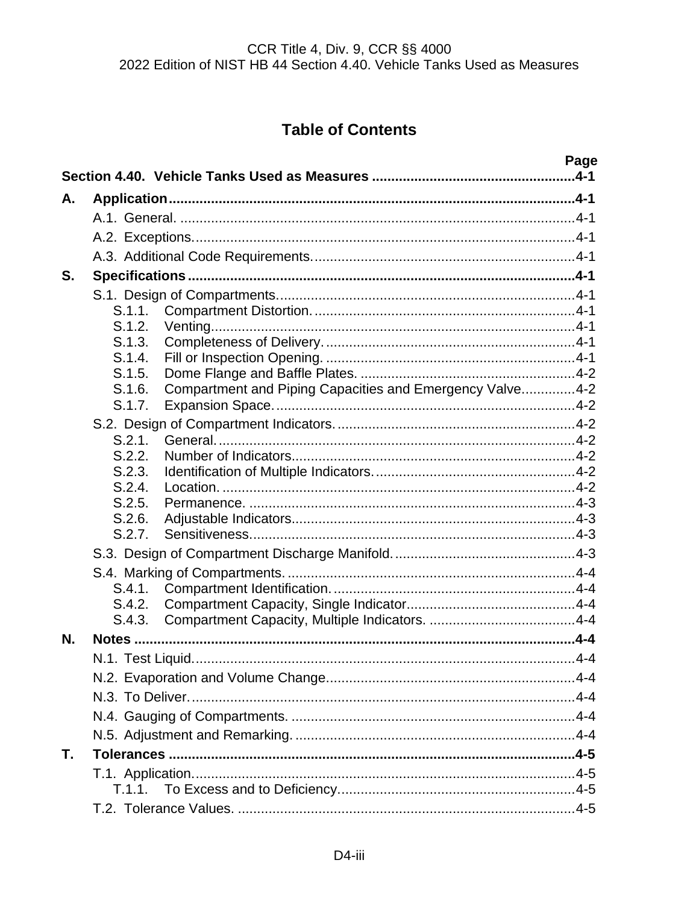# Table of Contents

| | | Page |
|---|---|---|
| **Section 4.40.** | **Vehicle Tanks Used as Measures** | **4-1** |
| **A.** | **Application** | **4-1** |
| | A.1. General. | 4-1 |
| | A.2. Exceptions. | 4-1 |
| | A.3. Additional Code Requirements. | 4-1 |
| **S.** | **Specifications** | **4-1** |
| | S.1. Design of Compartments. | 4-1 |
| | S.1.1. Compartment Distortion. | 4-1 |
| | S.1.2. Venting. | 4-1 |
| | S.1.3. Completeness of Delivery. | 4-1 |
| | S.1.4. Fill or Inspection Opening. | 4-1 |
| | S.1.5. Dome Flange and Baffle Plates. | 4-2 |
| | S.1.6. Compartment and Piping Capacities and Emergency Valve. | 4-2 |
| | S.1.7. Expansion Space. | 4-2 |
| | S.2. Design of Compartment Indicators. | 4-2 |
| | S.2.1. General. | 4-2 |
| | S.2.2. Number of Indicators. | 4-2 |
| | S.2.3. Identification of Multiple Indicators. | 4-2 |
| | S.2.4. Location. | 4-2 |
| | S.2.5. Permanence. | 4-3 |
| | S.2.6. Adjustable Indicators. | 4-3 |
| | S.2.7. Sensitiveness. | 4-3 |
| | S.3. Design of Compartment Discharge Manifold. | 4-3 |
| | S.4. Marking of Compartments. | 4-4 |
| | S.4.1. Compartment Identification. | 4-4 |
| | S.4.2. Compartment Capacity, Single Indicator | 4-4 |
| | S.4.3. Compartment Capacity, Multiple Indicators. | 4-4 |
| **N.** | **Notes** | **4-4** |
| | N.1. Test Liquid. | 4-4 |
| | N.2. Evaporation and Volume Change. | 4-4 |
| | N.3. To Deliver. | 4-4 |
| | N.4. Gauging of Compartments. | 4-4 |
| | N.5. Adjustment and Remarking. | 4-4 |
| **T.** | **Tolerances** | **4-5** |
| | T.1. Application. | 4-5 |
| | T.1.1. To Excess and to Deficiency. | 4-5 |
| | T.2. Tolerance Values. | 4-5 |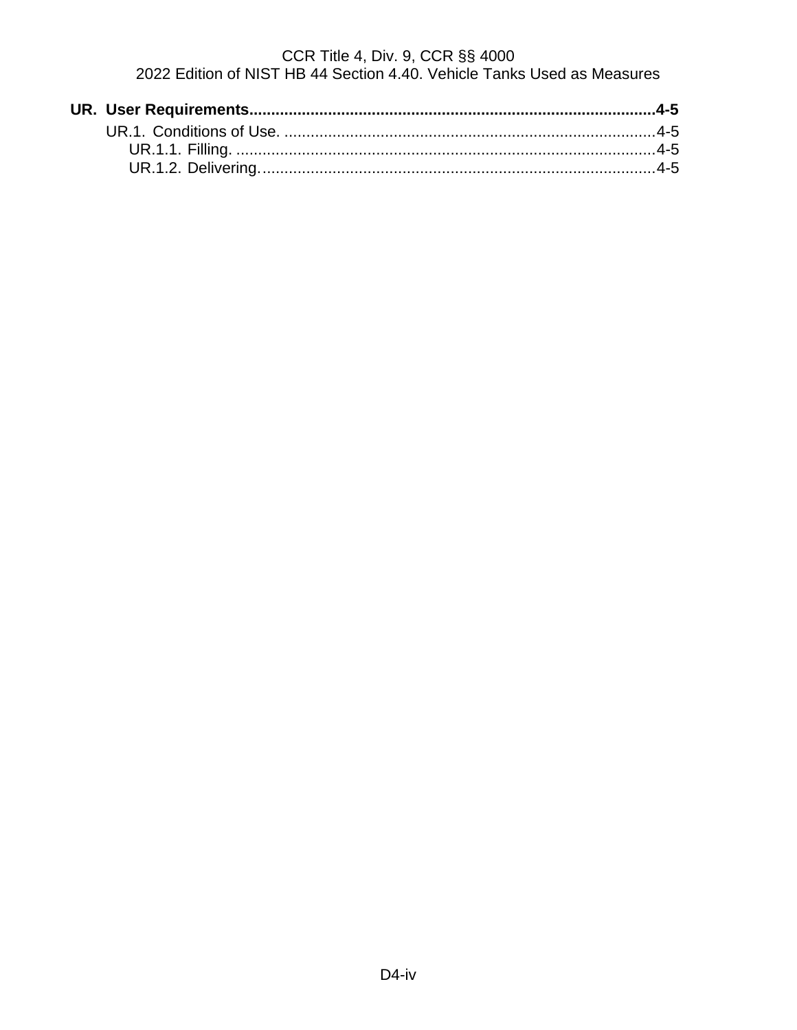**UR. User Requirements....................................................................................................4-5**

UR.1. Conditions of Use. .....................................................................................4-5

UR.1.1. Filling. ...............................................................................................4-5

UR.1.2. Delivering. ..........................................................................................4-5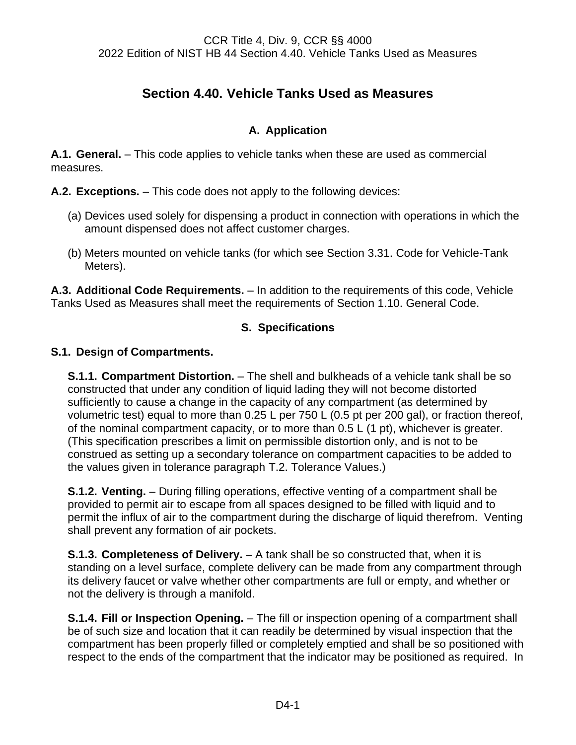# Section 4.40. Vehicle Tanks Used as Measures

## A. Application

**A.1. General.** – This code applies to vehicle tanks when these are used as commercial measures.

**A.2. Exceptions.** – This code does not apply to the following devices:

(a) Devices used solely for dispensing a product in connection with operations in which the amount dispensed does not affect customer charges.

(b) Meters mounted on vehicle tanks (for which see Section 3.31. Code for Vehicle-Tank Meters).

**A.3. Additional Code Requirements.** – In addition to the requirements of this code, Vehicle Tanks Used as Measures shall meet the requirements of Section 1.10. General Code.

## S. Specifications

### S.1. Design of Compartments.

**S.1.1. Compartment Distortion.** – The shell and bulkheads of a vehicle tank shall be so constructed that under any condition of liquid lading they will not become distorted sufficiently to cause a change in the capacity of any compartment (as determined by volumetric test) equal to more than 0.25 L per 750 L (0.5 pt per 200 gal), or fraction thereof, of the nominal compartment capacity, or to more than 0.5 L (1 pt), whichever is greater. (This specification prescribes a limit on permissible distortion only, and is not to be construed as setting up a secondary tolerance on compartment capacities to be added to the values given in tolerance paragraph T.2. Tolerance Values.)

**S.1.2. Venting.** – During filling operations, effective venting of a compartment shall be provided to permit air to escape from all spaces designed to be filled with liquid and to permit the influx of air to the compartment during the discharge of liquid therefrom. Venting shall prevent any formation of air pockets.

**S.1.3. Completeness of Delivery.** – A tank shall be so constructed that, when it is standing on a level surface, complete delivery can be made from any compartment through its delivery faucet or valve whether other compartments are full or empty, and whether or not the delivery is through a manifold.

**S.1.4. Fill or Inspection Opening.** – The fill or inspection opening of a compartment shall be of such size and location that it can readily be determined by visual inspection that the compartment has been properly filled or completely emptied and shall be so positioned with respect to the ends of the compartment that the indicator may be positioned as required. In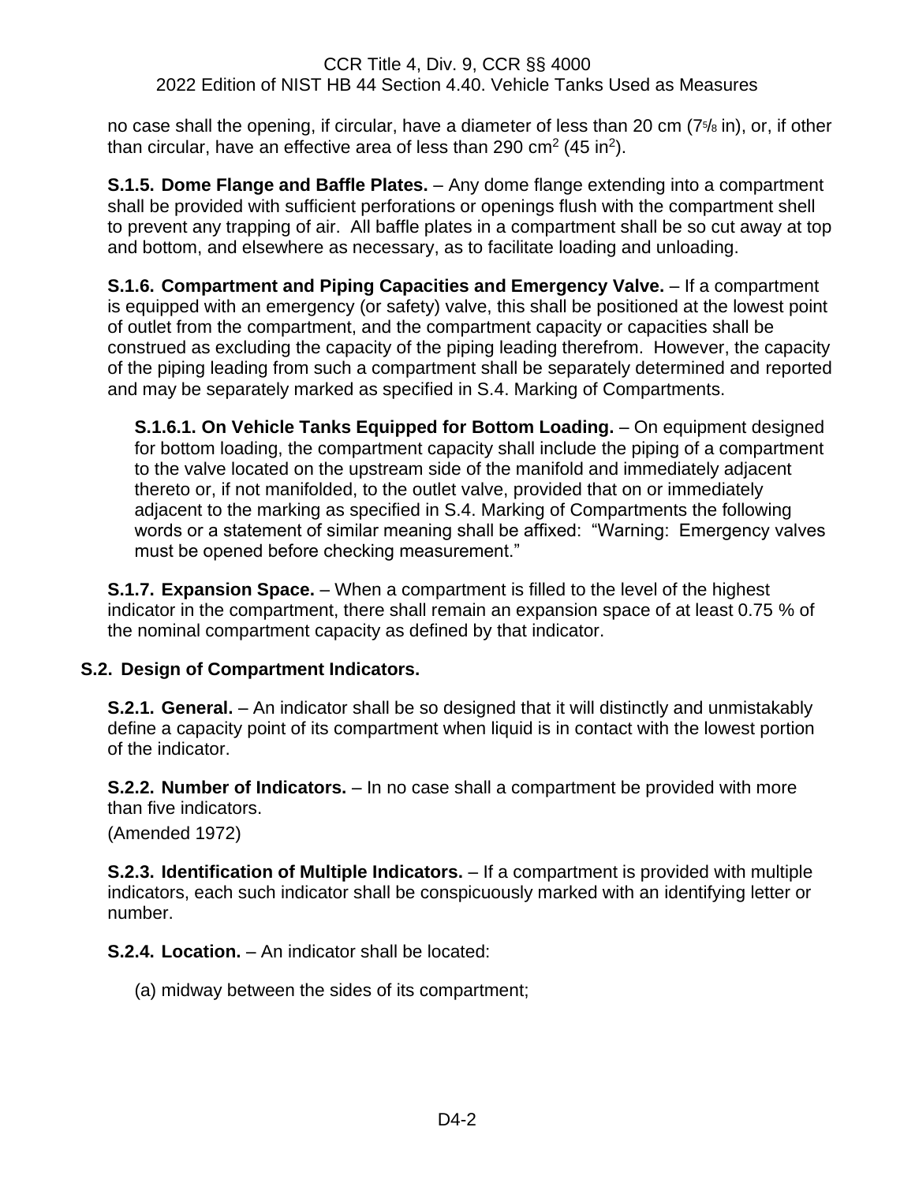no case shall the opening, if circular, have a diameter of less than 20 cm (7⅝ in), or, if other than circular, have an effective area of less than 290 $cm^2$ (45 $in^2$).

**S.1.5. Dome Flange and Baffle Plates.** – Any dome flange extending into a compartment shall be provided with sufficient perforations or openings flush with the compartment shell to prevent any trapping of air. All baffle plates in a compartment shall be so cut away at top and bottom, and elsewhere as necessary, as to facilitate loading and unloading.

**S.1.6. Compartment and Piping Capacities and Emergency Valve.** – If a compartment is equipped with an emergency (or safety) valve, this shall be positioned at the lowest point of outlet from the compartment, and the compartment capacity or capacities shall be construed as excluding the capacity of the piping leading therefrom. However, the capacity of the piping leading from such a compartment shall be separately determined and reported and may be separately marked as specified in S.4. Marking of Compartments.

**S.1.6.1. On Vehicle Tanks Equipped for Bottom Loading.** – On equipment designed for bottom loading, the compartment capacity shall include the piping of a compartment to the valve located on the upstream side of the manifold and immediately adjacent thereto or, if not manifolded, to the outlet valve, provided that on or immediately adjacent to the marking as specified in S.4. Marking of Compartments the following words or a statement of similar meaning shall be affixed: "Warning: Emergency valves must be opened before checking measurement."

**S.1.7. Expansion Space.** – When a compartment is filled to the level of the highest indicator in the compartment, there shall remain an expansion space of at least 0.75 % of the nominal compartment capacity as defined by that indicator.

## S.2. Design of Compartment Indicators.

**S.2.1. General.** – An indicator shall be so designed that it will distinctly and unmistakably define a capacity point of its compartment when liquid is in contact with the lowest portion of the indicator.

**S.2.2. Number of Indicators.** – In no case shall a compartment be provided with more than five indicators.

(Amended 1972)

**S.2.3. Identification of Multiple Indicators.** – If a compartment is provided with multiple indicators, each such indicator shall be conspicuously marked with an identifying letter or number.

**S.2.4. Location.** – An indicator shall be located:

(a) midway between the sides of its compartment;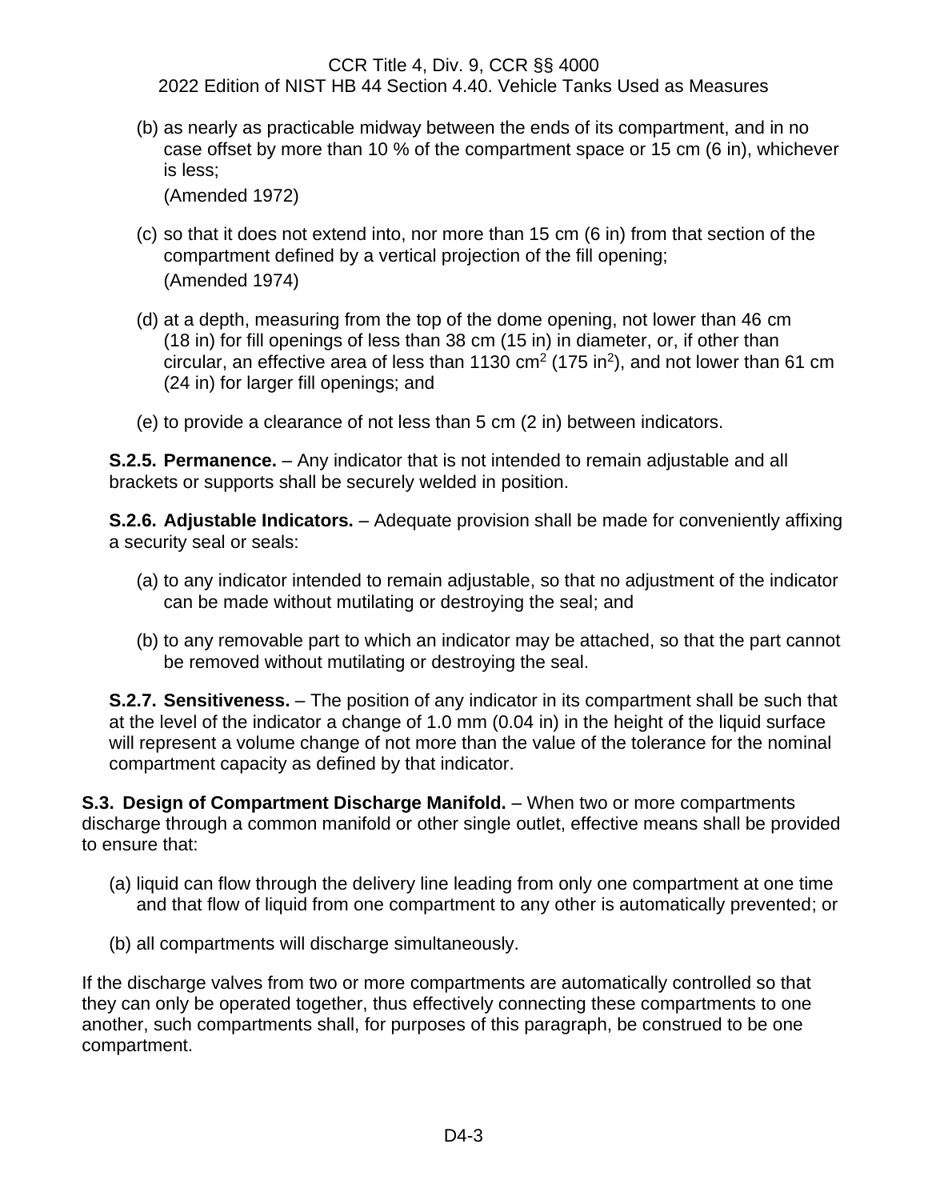(b) as nearly as practicable midway between the ends of its compartment, and in no case offset by more than 10 % of the compartment space or 15 cm (6 in), whichever is less;
(Amended 1972)

(c) so that it does not extend into, nor more than 15 cm (6 in) from that section of the compartment defined by a vertical projection of the fill opening;
(Amended 1974)

(d) at a depth, measuring from the top of the dome opening, not lower than 46 cm (18 in) for fill openings of less than 38 cm (15 in) in diameter, or, if other than circular, an effective area of less than 1130 $cm^2$ (175 $in^2$), and not lower than 61 cm (24 in) for larger fill openings; and

(e) to provide a clearance of not less than 5 cm (2 in) between indicators.

**S.2.5. Permanence.** – Any indicator that is not intended to remain adjustable and all brackets or supports shall be securely welded in position.

**S.2.6. Adjustable Indicators.** – Adequate provision shall be made for conveniently affixing a security seal or seals:

(a) to any indicator intended to remain adjustable, so that no adjustment of the indicator can be made without mutilating or destroying the seal; and

(b) to any removable part to which an indicator may be attached, so that the part cannot be removed without mutilating or destroying the seal.

**S.2.7. Sensitiveness.** – The position of any indicator in its compartment shall be such that at the level of the indicator a change of 1.0 mm (0.04 in) in the height of the liquid surface will represent a volume change of not more than the value of the tolerance for the nominal compartment capacity as defined by that indicator.

**S.3. Design of Compartment Discharge Manifold.** – When two or more compartments discharge through a common manifold or other single outlet, effective means shall be provided to ensure that:

(a) liquid can flow through the delivery line leading from only one compartment at one time and that flow of liquid from one compartment to any other is automatically prevented; or

(b) all compartments will discharge simultaneously.

If the discharge valves from two or more compartments are automatically controlled so that they can only be operated together, thus effectively connecting these compartments to one another, such compartments shall, for purposes of this paragraph, be construed to be one compartment.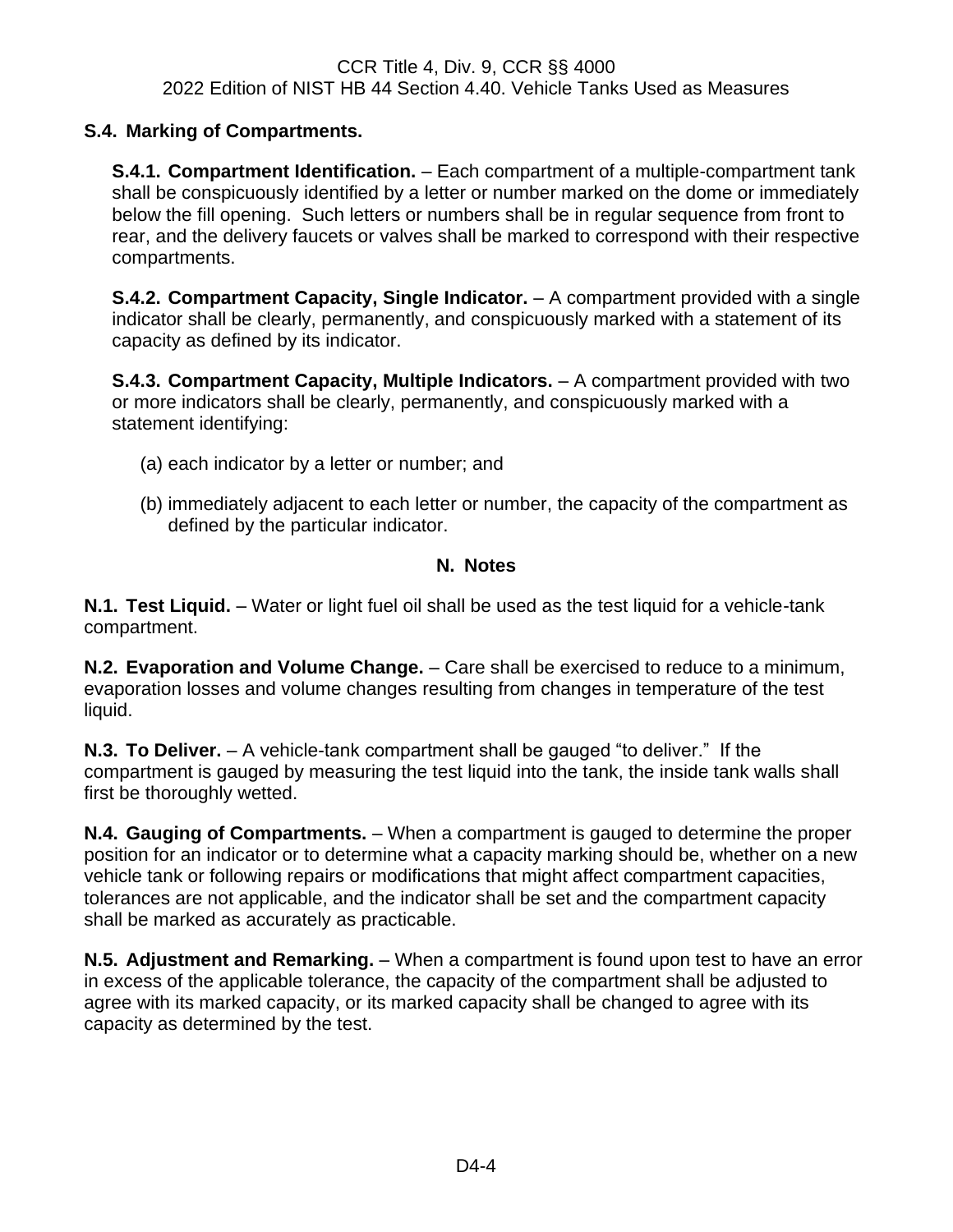## S.4. Marking of Compartments.

**S.4.1. Compartment Identification.** – Each compartment of a multiple-compartment tank shall be conspicuously identified by a letter or number marked on the dome or immediately below the fill opening. Such letters or numbers shall be in regular sequence from front to rear, and the delivery faucets or valves shall be marked to correspond with their respective compartments.

**S.4.2. Compartment Capacity, Single Indicator.** – A compartment provided with a single indicator shall be clearly, permanently, and conspicuously marked with a statement of its capacity as defined by its indicator.

**S.4.3. Compartment Capacity, Multiple Indicators.** – A compartment provided with two or more indicators shall be clearly, permanently, and conspicuously marked with a statement identifying:

(a) each indicator by a letter or number; and

(b) immediately adjacent to each letter or number, the capacity of the compartment as defined by the particular indicator.

## N. Notes

**N.1. Test Liquid.** – Water or light fuel oil shall be used as the test liquid for a vehicle-tank compartment.

**N.2. Evaporation and Volume Change.** – Care shall be exercised to reduce to a minimum, evaporation losses and volume changes resulting from changes in temperature of the test liquid.

**N.3. To Deliver.** – A vehicle-tank compartment shall be gauged "to deliver." If the compartment is gauged by measuring the test liquid into the tank, the inside tank walls shall first be thoroughly wetted.

**N.4. Gauging of Compartments.** – When a compartment is gauged to determine the proper position for an indicator or to determine what a capacity marking should be, whether on a new vehicle tank or following repairs or modifications that might affect compartment capacities, tolerances are not applicable, and the indicator shall be set and the compartment capacity shall be marked as accurately as practicable.

**N.5. Adjustment and Remarking.** – When a compartment is found upon test to have an error in excess of the applicable tolerance, the capacity of the compartment shall be adjusted to agree with its marked capacity, or its marked capacity shall be changed to agree with its capacity as determined by the test.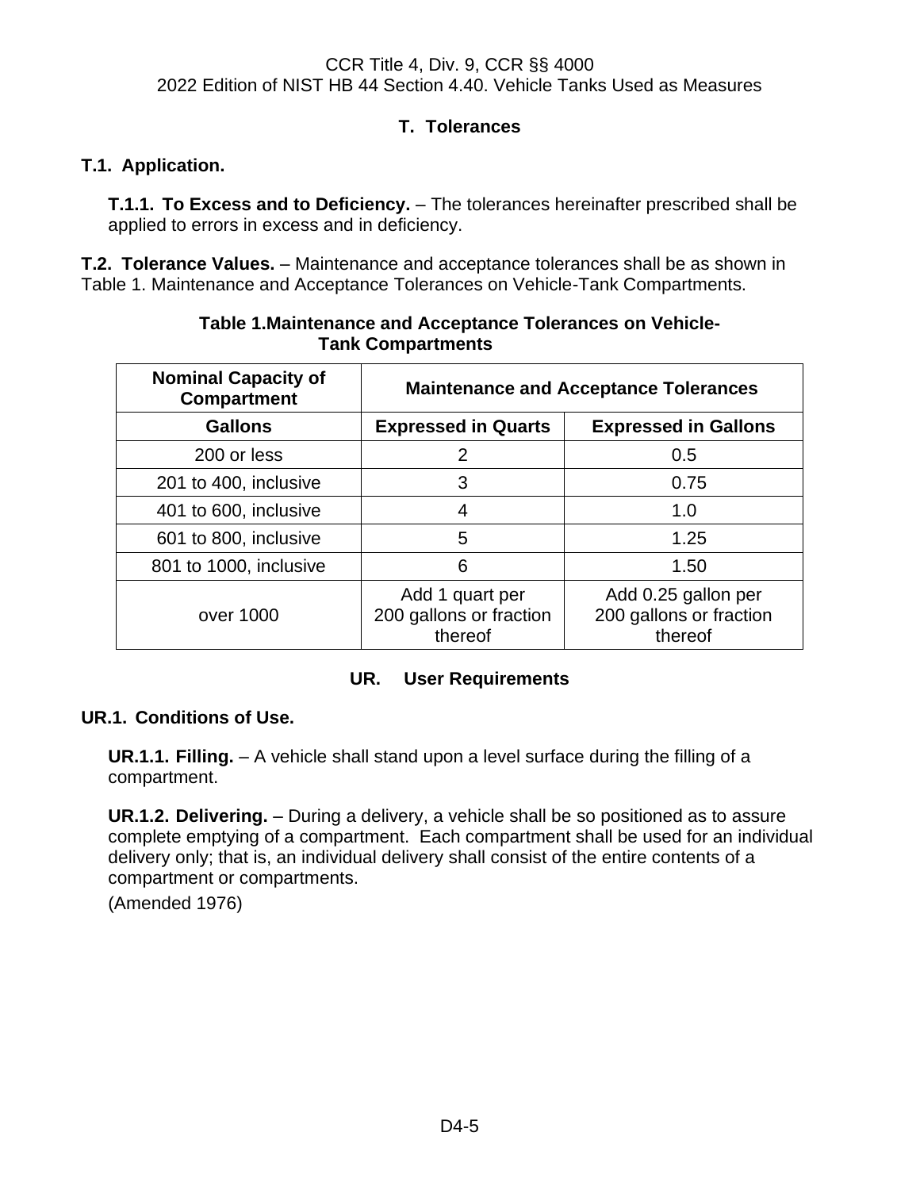## T. Tolerances

### T.1. Application.

**T.1.1. To Excess and to Deficiency.** – The tolerances hereinafter prescribed shall be applied to errors in excess and in deficiency.

**T.2. Tolerance Values.** – Maintenance and acceptance tolerances shall be as shown in Table 1. Maintenance and Acceptance Tolerances on Vehicle-Tank Compartments.

**Table 1.Maintenance and Acceptance Tolerances on Vehicle-Tank Compartments**

| Nominal Capacity of Compartment | Maintenance and Acceptance Tolerances | |
|---|---|---|
| **Gallons** | **Expressed in Quarts** | **Expressed in Gallons** |
| 200 or less | 2 | 0.5 |
| 201 to 400, inclusive | 3 | 0.75 |
| 401 to 600, inclusive | 4 | 1.0 |
| 601 to 800, inclusive | 5 | 1.25 |
| 801 to 1000, inclusive | 6 | 1.50 |
| over 1000 | Add 1 quart per 200 gallons or fraction thereof | Add 0.25 gallon per 200 gallons or fraction thereof |

## UR. User Requirements

### UR.1. Conditions of Use.

**UR.1.1. Filling.** – A vehicle shall stand upon a level surface during the filling of a compartment.

**UR.1.2. Delivering.** – During a delivery, a vehicle shall be so positioned as to assure complete emptying of a compartment. Each compartment shall be used for an individual delivery only; that is, an individual delivery shall consist of the entire contents of a compartment or compartments.

(Amended 1976)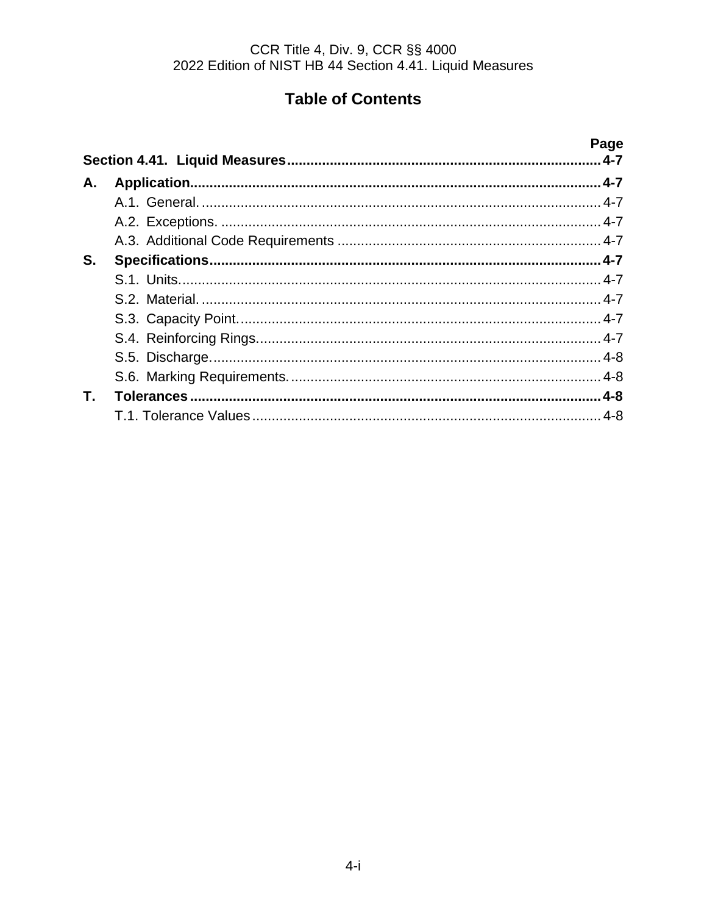## Table of Contents

| | | Page |
|---|---|---|
| **Section 4.41.** | **Liquid Measures** | **4-7** |
| **A.** | **Application** | **4-7** |
| | A.1. General. | 4-7 |
| | A.2. Exceptions. | 4-7 |
| | A.3. Additional Code Requirements | 4-7 |
| **S.** | **Specifications** | **4-7** |
| | S.1. Units. | 4-7 |
| | S.2. Material. | 4-7 |
| | S.3. Capacity Point. | 4-7 |
| | S.4. Reinforcing Rings. | 4-7 |
| | S.5. Discharge. | 4-8 |
| | S.6. Marking Requirements. | 4-8 |
| **T.** | **Tolerances** | **4-8** |
| | T.1. Tolerance Values | 4-8 |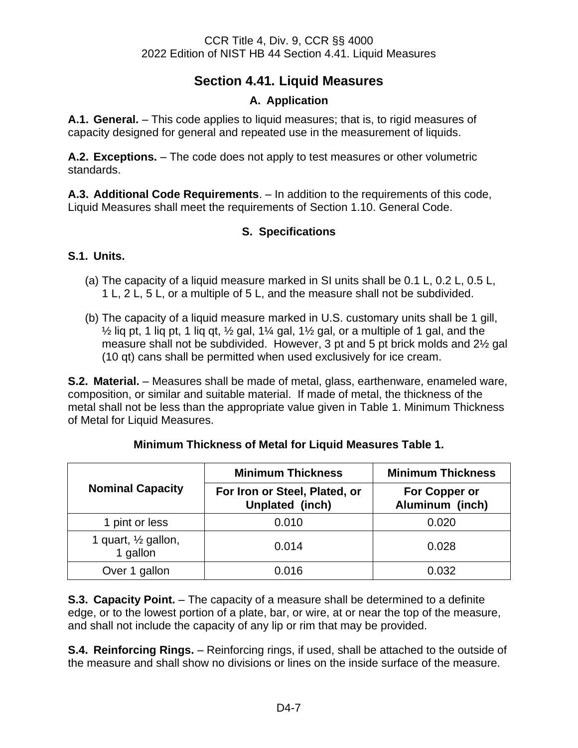# Section 4.41. Liquid Measures

## A. Application

**A.1. General.** – This code applies to liquid measures; that is, to rigid measures of capacity designed for general and repeated use in the measurement of liquids.

**A.2. Exceptions.** – The code does not apply to test measures or other volumetric standards.

**A.3. Additional Code Requirements**. – In addition to the requirements of this code, Liquid Measures shall meet the requirements of Section 1.10. General Code.

## S. Specifications

**S.1. Units.**

(a) The capacity of a liquid measure marked in SI units shall be 0.1 L, 0.2 L, 0.5 L, 1 L, 2 L, 5 L, or a multiple of 5 L, and the measure shall not be subdivided.

(b) The capacity of a liquid measure marked in U.S. customary units shall be 1 gill, ½ liq pt, 1 liq pt, 1 liq qt, ½ gal, 1¼ gal, 1½ gal, or a multiple of 1 gal, and the measure shall not be subdivided. However, 3 pt and 5 pt brick molds and 2½ gal (10 qt) cans shall be permitted when used exclusively for ice cream.

**S.2. Material.** – Measures shall be made of metal, glass, earthenware, enameled ware, composition, or similar and suitable material. If made of metal, the thickness of the metal shall not be less than the appropriate value given in Table 1. Minimum Thickness of Metal for Liquid Measures.

**Minimum Thickness of Metal for Liquid Measures Table 1.**

| Nominal Capacity | Minimum Thickness | Minimum Thickness |
|---|---|---|
| | For Iron or Steel, Plated, or Unplated (inch) | For Copper or Aluminum (inch) |
| 1 pint or less | 0.010 | 0.020 |
| 1 quart, ½ gallon, 1 gallon | 0.014 | 0.028 |
| Over 1 gallon | 0.016 | 0.032 |

**S.3. Capacity Point.** – The capacity of a measure shall be determined to a definite edge, or to the lowest portion of a plate, bar, or wire, at or near the top of the measure, and shall not include the capacity of any lip or rim that may be provided.

**S.4. Reinforcing Rings.** – Reinforcing rings, if used, shall be attached to the outside of the measure and shall show no divisions or lines on the inside surface of the measure.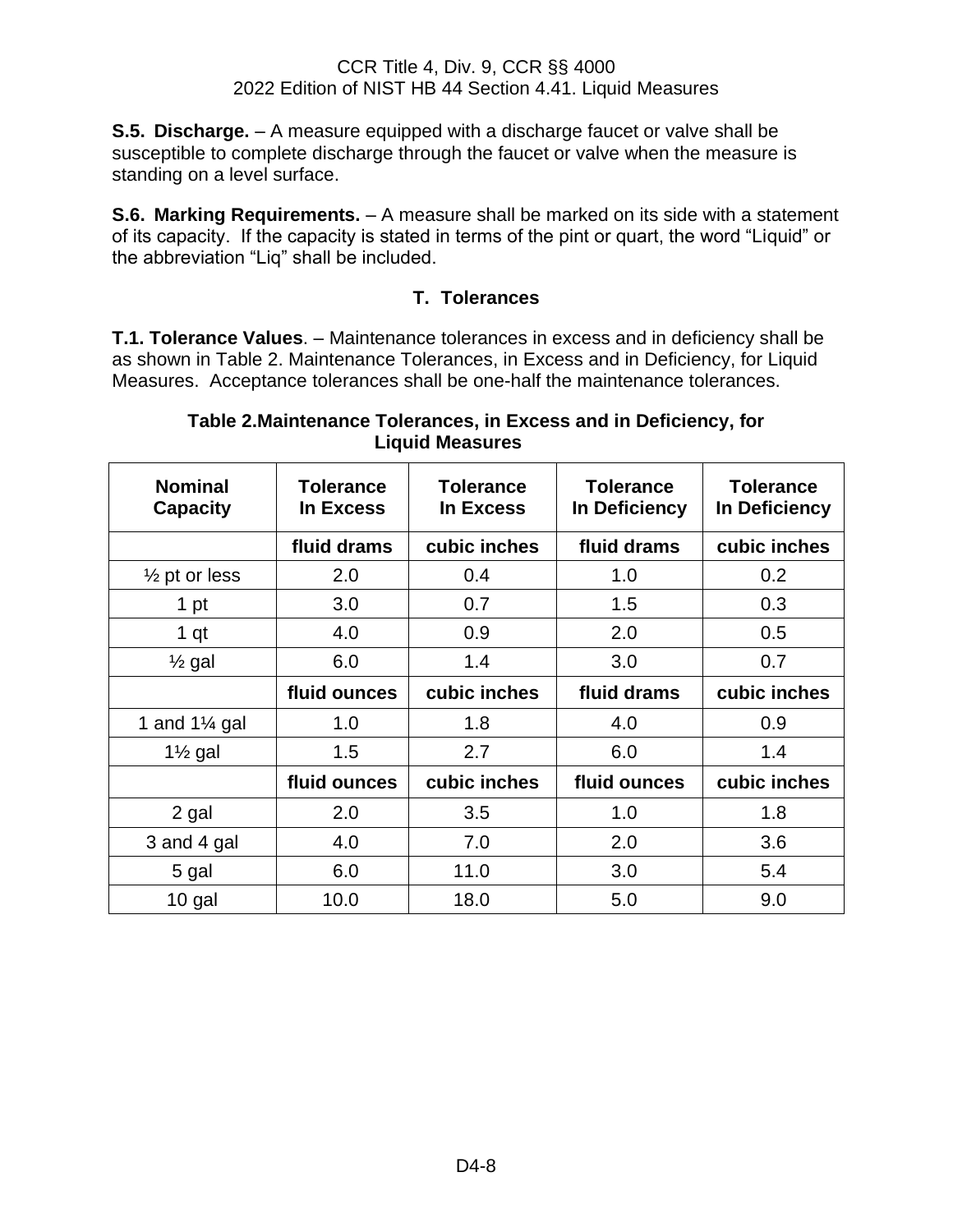**S.5. Discharge.** – A measure equipped with a discharge faucet or valve shall be susceptible to complete discharge through the faucet or valve when the measure is standing on a level surface.

**S.6. Marking Requirements.** – A measure shall be marked on its side with a statement of its capacity. If the capacity is stated in terms of the pint or quart, the word "Liquid" or the abbreviation "Liq" shall be included.

## T. Tolerances

**T.1. Tolerance Values**. – Maintenance tolerances in excess and in deficiency shall be as shown in Table 2. Maintenance Tolerances, in Excess and in Deficiency, for Liquid Measures. Acceptance tolerances shall be one-half the maintenance tolerances.

**Table 2.Maintenance Tolerances, in Excess and in Deficiency, for Liquid Measures**

| Nominal Capacity | Tolerance In Excess | Tolerance In Excess | Tolerance In Deficiency | Tolerance In Deficiency |
|---|---|---|---|---|
| | **fluid drams** | **cubic inches** | **fluid drams** | **cubic inches** |
| ½ pt or less | 2.0 | 0.4 | 1.0 | 0.2 |
| 1 pt | 3.0 | 0.7 | 1.5 | 0.3 |
| 1 qt | 4.0 | 0.9 | 2.0 | 0.5 |
| ½ gal | 6.0 | 1.4 | 3.0 | 0.7 |
| | **fluid ounces** | **cubic inches** | **fluid drams** | **cubic inches** |
| 1 and 1¼ gal | 1.0 | 1.8 | 4.0 | 0.9 |
| 1½ gal | 1.5 | 2.7 | 6.0 | 1.4 |
| | **fluid ounces** | **cubic inches** | **fluid ounces** | **cubic inches** |
| 2 gal | 2.0 | 3.5 | 1.0 | 1.8 |
| 3 and 4 gal | 4.0 | 7.0 | 2.0 | 3.6 |
| 5 gal | 6.0 | 11.0 | 3.0 | 5.4 |
| 10 gal | 10.0 | 18.0 | 5.0 | 9.0 |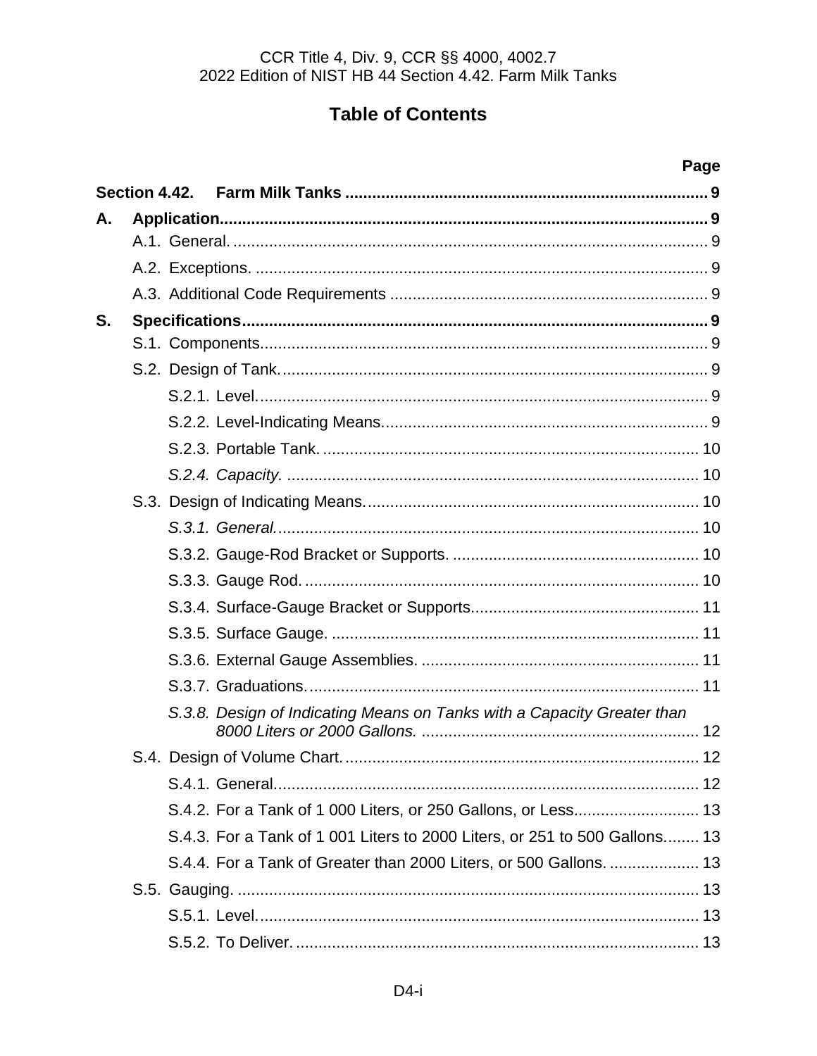CCR Title 4, Div. 9, CCR §§ 4000, 4002.7
2022 Edition of NIST HB 44 Section 4.42. Farm Milk Tanks

# Table of Contents

| | Page |
|---|---|
| **Section 4.42. Farm Milk Tanks** | **9** |
| **A. Application** | **9** |
| A.1. General. | 9 |
| A.2. Exceptions. | 9 |
| A.3. Additional Code Requirements | 9 |
| **S. Specifications** | **9** |
| S.1. Components | 9 |
| S.2. Design of Tank. | 9 |
| S.2.1. Level. | 9 |
| S.2.2. Level-Indicating Means. | 9 |
| S.2.3. Portable Tank. | 10 |
| *S.2.4. Capacity.* | 10 |
| S.3. Design of Indicating Means. | 10 |
| *S.3.1. General.* | 10 |
| S.3.2. Gauge-Rod Bracket or Supports. | 10 |
| S.3.3. Gauge Rod. | 10 |
| S.3.4. Surface-Gauge Bracket or Supports. | 11 |
| S.3.5. Surface Gauge. | 11 |
| S.3.6. External Gauge Assemblies. | 11 |
| S.3.7. Graduations. | 11 |
| *S.3.8. Design of Indicating Means on Tanks with a Capacity Greater than 8000 Liters or 2000 Gallons.* | 12 |
| S.4. Design of Volume Chart. | 12 |
| S.4.1. General. | 12 |
| S.4.2. For a Tank of 1 000 Liters, or 250 Gallons, or Less. | 13 |
| S.4.3. For a Tank of 1 001 Liters to 2000 Liters, or 251 to 500 Gallons. | 13 |
| S.4.4. For a Tank of Greater than 2000 Liters, or 500 Gallons. | 13 |
| S.5. Gauging. | 13 |
| S.5.1. Level. | 13 |
| S.5.2. To Deliver. | 13 |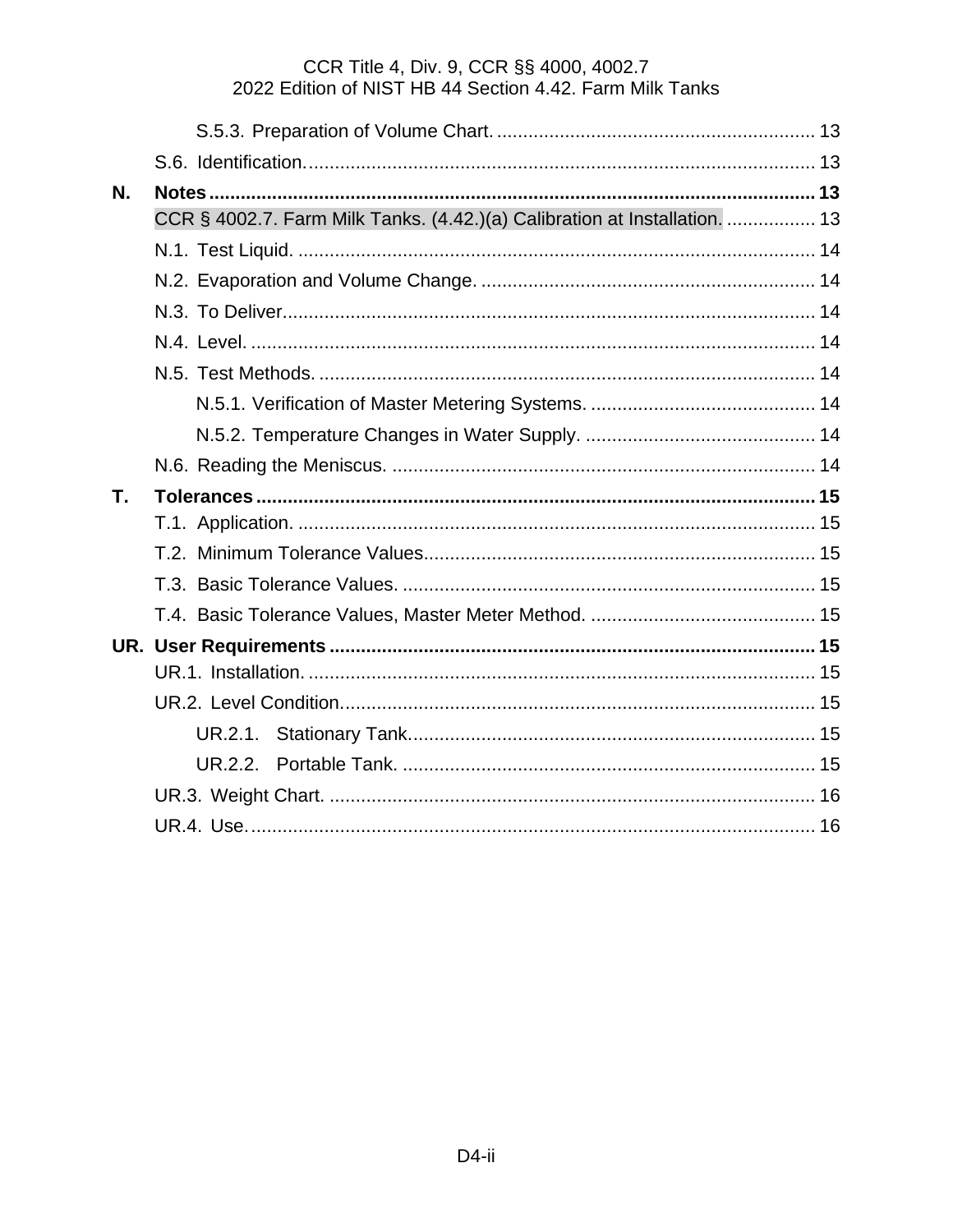S.5.3. Preparation of Volume Chart. ............................................................ 13

S.6. Identification................................................................................................ 13

**N. Notes** ................................................................................................................ **13**

CCR § 4002.7. Farm Milk Tanks. (4.42.)(a) Calibration at Installation. ................. 13

N.1. Test Liquid. .................................................................................................. 14

N.2. Evaporation and Volume Change. ............................................................... 14

N.3. To Deliver.................................................................................................... 14

N.4. Level. .......................................................................................................... 14

N.5. Test Methods. .............................................................................................. 14

N.5.1. Verification of Master Metering Systems. .......................................... 14

N.5.2. Temperature Changes in Water Supply. ........................................... 14

N.6. Reading the Meniscus. ................................................................................ 14

**T. Tolerances** ....................................................................................................... **15**

T.1. Application. .................................................................................................. 15

T.2. Minimum Tolerance Values.......................................................................... 15

T.3. Basic Tolerance Values. .............................................................................. 15

T.4. Basic Tolerance Values, Master Meter Method. .......................................... 15

**UR. User Requirements** .......................................................................................... **15**

UR.1. Installation. ................................................................................................ 15

UR.2. Level Condition.......................................................................................... 15

UR.2.1. Stationary Tank............................................................................. 15

UR.2.2. Portable Tank. .............................................................................. 15

UR.3. Weight Chart. ............................................................................................ 16

UR.4. Use........................................................................................................... 16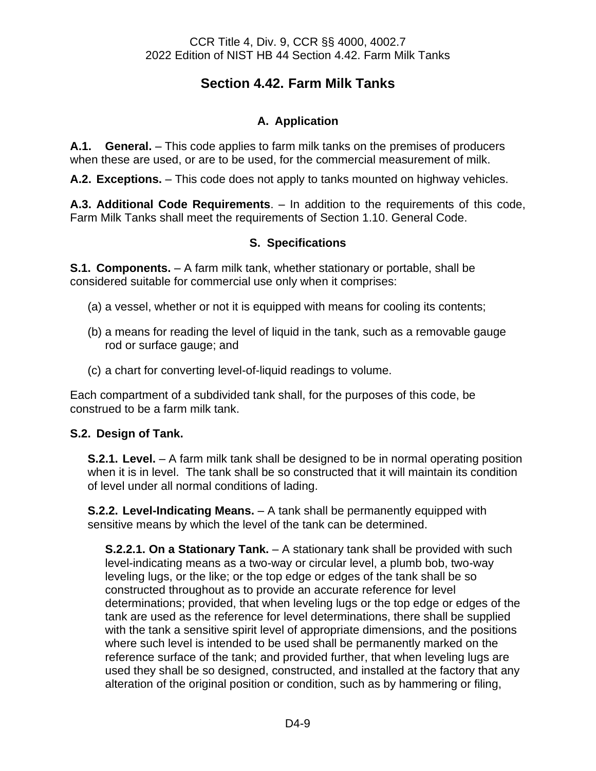# Section 4.42. Farm Milk Tanks

## A. Application

**A.1. General.** – This code applies to farm milk tanks on the premises of producers when these are used, or are to be used, for the commercial measurement of milk.

**A.2. Exceptions.** – This code does not apply to tanks mounted on highway vehicles.

**A.3. Additional Code Requirements**. – In addition to the requirements of this code, Farm Milk Tanks shall meet the requirements of Section 1.10. General Code.

## S. Specifications

**S.1. Components.** – A farm milk tank, whether stationary or portable, shall be considered suitable for commercial use only when it comprises:

(a) a vessel, whether or not it is equipped with means for cooling its contents;

(b) a means for reading the level of liquid in the tank, such as a removable gauge rod or surface gauge; and

(c) a chart for converting level-of-liquid readings to volume.

Each compartment of a subdivided tank shall, for the purposes of this code, be construed to be a farm milk tank.

**S.2. Design of Tank.**

**S.2.1. Level.** – A farm milk tank shall be designed to be in normal operating position when it is in level. The tank shall be so constructed that it will maintain its condition of level under all normal conditions of lading.

**S.2.2. Level-Indicating Means.** – A tank shall be permanently equipped with sensitive means by which the level of the tank can be determined.

**S.2.2.1. On a Stationary Tank.** – A stationary tank shall be provided with such level-indicating means as a two-way or circular level, a plumb bob, two-way leveling lugs, or the like; or the top edge or edges of the tank shall be so constructed throughout as to provide an accurate reference for level determinations; provided, that when leveling lugs or the top edge or edges of the tank are used as the reference for level determinations, there shall be supplied with the tank a sensitive spirit level of appropriate dimensions, and the positions where such level is intended to be used shall be permanently marked on the reference surface of the tank; and provided further, that when leveling lugs are used they shall be so designed, constructed, and installed at the factory that any alteration of the original position or condition, such as by hammering or filing,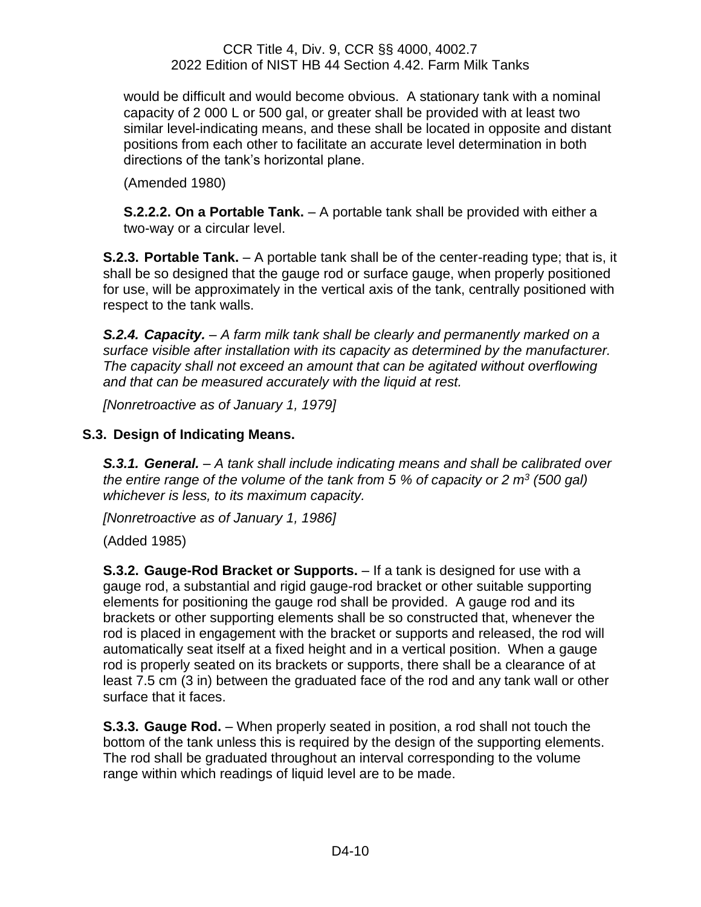would be difficult and would become obvious. A stationary tank with a nominal capacity of 2 000 L or 500 gal, or greater shall be provided with at least two similar level-indicating means, and these shall be located in opposite and distant positions from each other to facilitate an accurate level determination in both directions of the tank's horizontal plane.

(Amended 1980)

**S.2.2.2. On a Portable Tank.** – A portable tank shall be provided with either a two-way or a circular level.

**S.2.3. Portable Tank.** – A portable tank shall be of the center-reading type; that is, it shall be so designed that the gauge rod or surface gauge, when properly positioned for use, will be approximately in the vertical axis of the tank, centrally positioned with respect to the tank walls.

***S.2.4. Capacity.*** *– A farm milk tank shall be clearly and permanently marked on a surface visible after installation with its capacity as determined by the manufacturer. The capacity shall not exceed an amount that can be agitated without overflowing and that can be measured accurately with the liquid at rest.*

*[Nonretroactive as of January 1, 1979]*

### S.3. Design of Indicating Means.

***S.3.1. General.*** *– A tank shall include indicating means and shall be calibrated over the entire range of the volume of the tank from 5 % of capacity or 2 $m^3$ (500 gal) whichever is less, to its maximum capacity.*

*[Nonretroactive as of January 1, 1986]*

(Added 1985)

**S.3.2. Gauge-Rod Bracket or Supports.** – If a tank is designed for use with a gauge rod, a substantial and rigid gauge-rod bracket or other suitable supporting elements for positioning the gauge rod shall be provided. A gauge rod and its brackets or other supporting elements shall be so constructed that, whenever the rod is placed in engagement with the bracket or supports and released, the rod will automatically seat itself at a fixed height and in a vertical position. When a gauge rod is properly seated on its brackets or supports, there shall be a clearance of at least 7.5 cm (3 in) between the graduated face of the rod and any tank wall or other surface that it faces.

**S.3.3. Gauge Rod.** – When properly seated in position, a rod shall not touch the bottom of the tank unless this is required by the design of the supporting elements. The rod shall be graduated throughout an interval corresponding to the volume range within which readings of liquid level are to be made.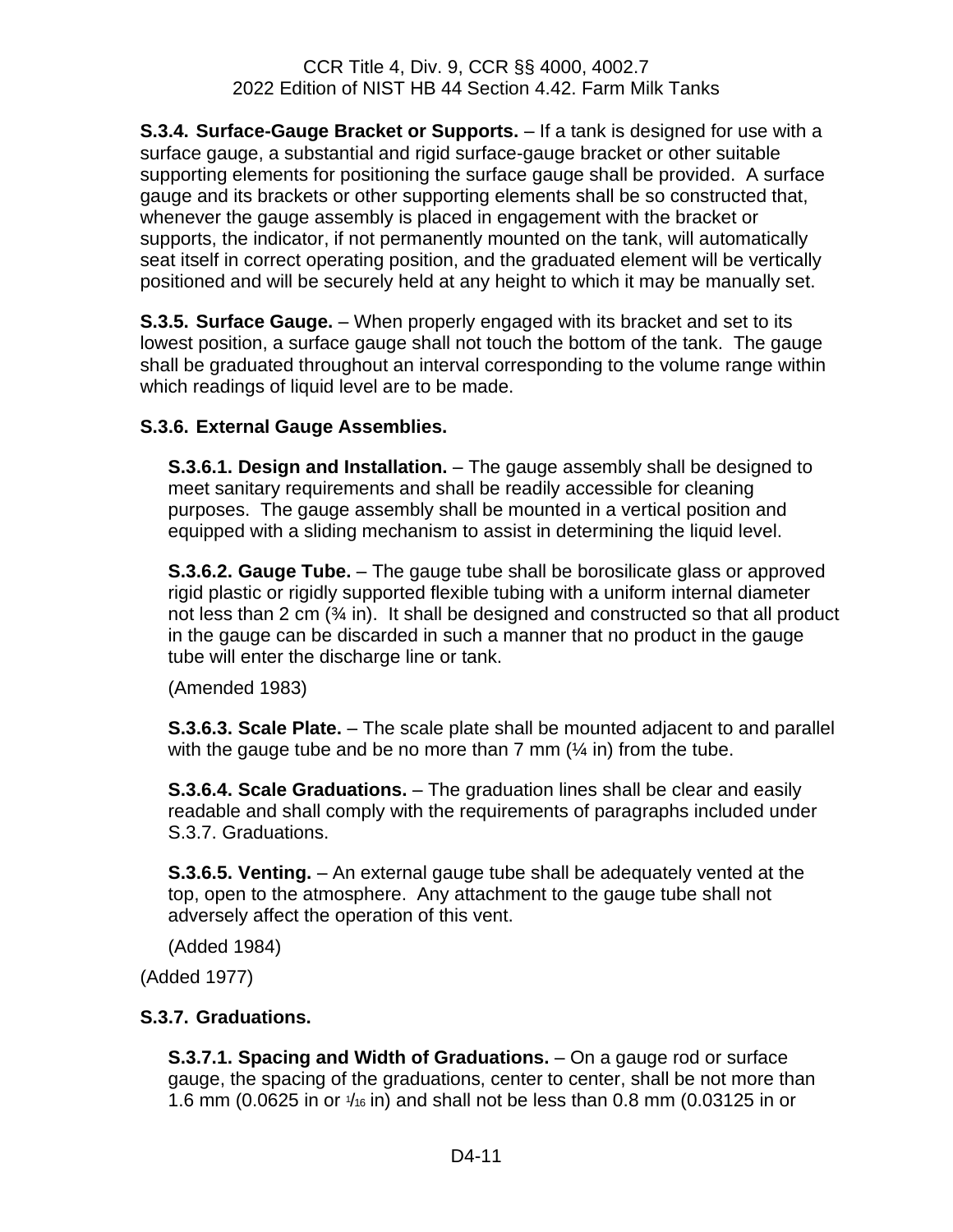**S.3.4. Surface-Gauge Bracket or Supports.** – If a tank is designed for use with a surface gauge, a substantial and rigid surface-gauge bracket or other suitable supporting elements for positioning the surface gauge shall be provided. A surface gauge and its brackets or other supporting elements shall be so constructed that, whenever the gauge assembly is placed in engagement with the bracket or supports, the indicator, if not permanently mounted on the tank, will automatically seat itself in correct operating position, and the graduated element will be vertically positioned and will be securely held at any height to which it may be manually set.

**S.3.5. Surface Gauge.** – When properly engaged with its bracket and set to its lowest position, a surface gauge shall not touch the bottom of the tank. The gauge shall be graduated throughout an interval corresponding to the volume range within which readings of liquid level are to be made.

**S.3.6. External Gauge Assemblies.**

**S.3.6.1. Design and Installation.** – The gauge assembly shall be designed to meet sanitary requirements and shall be readily accessible for cleaning purposes. The gauge assembly shall be mounted in a vertical position and equipped with a sliding mechanism to assist in determining the liquid level.

**S.3.6.2. Gauge Tube.** – The gauge tube shall be borosilicate glass or approved rigid plastic or rigidly supported flexible tubing with a uniform internal diameter not less than 2 cm (¾ in). It shall be designed and constructed so that all product in the gauge can be discarded in such a manner that no product in the gauge tube will enter the discharge line or tank.

(Amended 1983)

**S.3.6.3. Scale Plate.** – The scale plate shall be mounted adjacent to and parallel with the gauge tube and be no more than 7 mm (¼ in) from the tube.

**S.3.6.4. Scale Graduations.** – The graduation lines shall be clear and easily readable and shall comply with the requirements of paragraphs included under S.3.7. Graduations.

**S.3.6.5. Venting.** – An external gauge tube shall be adequately vented at the top, open to the atmosphere. Any attachment to the gauge tube shall not adversely affect the operation of this vent.

(Added 1984)

(Added 1977)

**S.3.7. Graduations.**

**S.3.7.1. Spacing and Width of Graduations.** – On a gauge rod or surface gauge, the spacing of the graduations, center to center, shall be not more than 1.6 mm (0.0625 in or 1⁄16 in) and shall not be less than 0.8 mm (0.03125 in or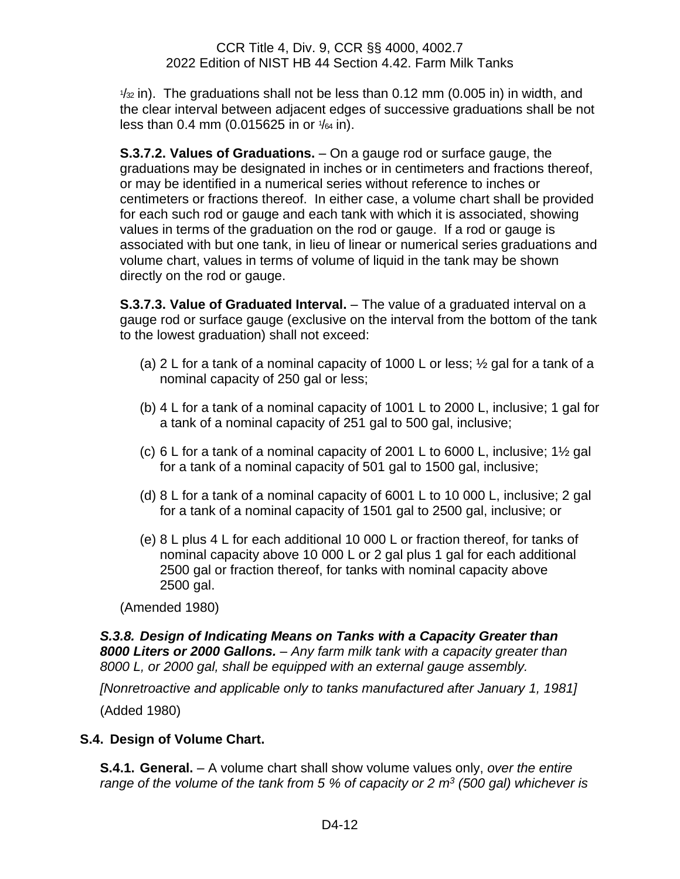1/32 in). The graduations shall not be less than 0.12 mm (0.005 in) in width, and the clear interval between adjacent edges of successive graduations shall be not less than 0.4 mm (0.015625 in or 1/64 in).

**S.3.7.2. Values of Graduations.** – On a gauge rod or surface gauge, the graduations may be designated in inches or in centimeters and fractions thereof, or may be identified in a numerical series without reference to inches or centimeters or fractions thereof. In either case, a volume chart shall be provided for each such rod or gauge and each tank with which it is associated, showing values in terms of the graduation on the rod or gauge. If a rod or gauge is associated with but one tank, in lieu of linear or numerical series graduations and volume chart, values in terms of volume of liquid in the tank may be shown directly on the rod or gauge.

**S.3.7.3. Value of Graduated Interval.** – The value of a graduated interval on a gauge rod or surface gauge (exclusive on the interval from the bottom of the tank to the lowest graduation) shall not exceed:

(a) 2 L for a tank of a nominal capacity of 1000 L or less; ½ gal for a tank of a nominal capacity of 250 gal or less;

(b) 4 L for a tank of a nominal capacity of 1001 L to 2000 L, inclusive; 1 gal for a tank of a nominal capacity of 251 gal to 500 gal, inclusive;

(c) 6 L for a tank of a nominal capacity of 2001 L to 6000 L, inclusive; 1½ gal for a tank of a nominal capacity of 501 gal to 1500 gal, inclusive;

(d) 8 L for a tank of a nominal capacity of 6001 L to 10 000 L, inclusive; 2 gal for a tank of a nominal capacity of 1501 gal to 2500 gal, inclusive; or

(e) 8 L plus 4 L for each additional 10 000 L or fraction thereof, for tanks of nominal capacity above 10 000 L or 2 gal plus 1 gal for each additional 2500 gal or fraction thereof, for tanks with nominal capacity above 2500 gal.

(Amended 1980)

***S.3.8. Design of Indicating Means on Tanks with a Capacity Greater than 8000 Liters or 2000 Gallons.*** *– Any farm milk tank with a capacity greater than 8000 L, or 2000 gal, shall be equipped with an external gauge assembly.*

*[Nonretroactive and applicable only to tanks manufactured after January 1, 1981]*

(Added 1980)

## S.4. Design of Volume Chart.

**S.4.1. General.** – A volume chart shall show volume values only, *over the entire range of the volume of the tank from 5 % of capacity or 2 $m^3$ (500 gal) whichever is*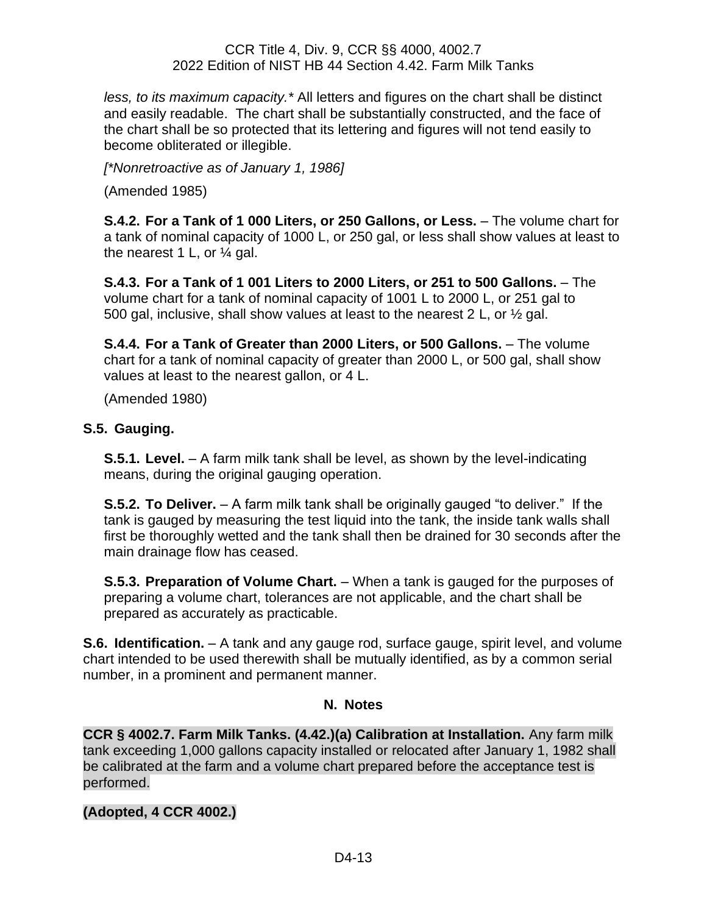*less, to its maximum capacity.** All letters and figures on the chart shall be distinct and easily readable. The chart shall be substantially constructed, and the face of the chart shall be so protected that its lettering and figures will not tend easily to become obliterated or illegible.

*[*Nonretroactive as of January 1, 1986]*

(Amended 1985)

**S.4.2. For a Tank of 1 000 Liters, or 250 Gallons, or Less.** – The volume chart for a tank of nominal capacity of 1000 L, or 250 gal, or less shall show values at least to the nearest 1 L, or ¼ gal.

**S.4.3. For a Tank of 1 001 Liters to 2000 Liters, or 251 to 500 Gallons.** – The volume chart for a tank of nominal capacity of 1001 L to 2000 L, or 251 gal to 500 gal, inclusive, shall show values at least to the nearest 2 L, or ½ gal.

**S.4.4. For a Tank of Greater than 2000 Liters, or 500 Gallons.** – The volume chart for a tank of nominal capacity of greater than 2000 L, or 500 gal, shall show values at least to the nearest gallon, or 4 L.

(Amended 1980)

**S.5. Gauging.**

**S.5.1. Level.** – A farm milk tank shall be level, as shown by the level-indicating means, during the original gauging operation.

**S.5.2. To Deliver.** – A farm milk tank shall be originally gauged "to deliver." If the tank is gauged by measuring the test liquid into the tank, the inside tank walls shall first be thoroughly wetted and the tank shall then be drained for 30 seconds after the main drainage flow has ceased.

**S.5.3. Preparation of Volume Chart.** – When a tank is gauged for the purposes of preparing a volume chart, tolerances are not applicable, and the chart shall be prepared as accurately as practicable.

**S.6. Identification.** – A tank and any gauge rod, surface gauge, spirit level, and volume chart intended to be used therewith shall be mutually identified, as by a common serial number, in a prominent and permanent manner.

## N. Notes

**CCR § 4002.7. Farm Milk Tanks. (4.42.)(a) Calibration at Installation.** Any farm milk tank exceeding 1,000 gallons capacity installed or relocated after January 1, 1982 shall be calibrated at the farm and a volume chart prepared before the acceptance test is performed.

**(Adopted, 4 CCR 4002.)**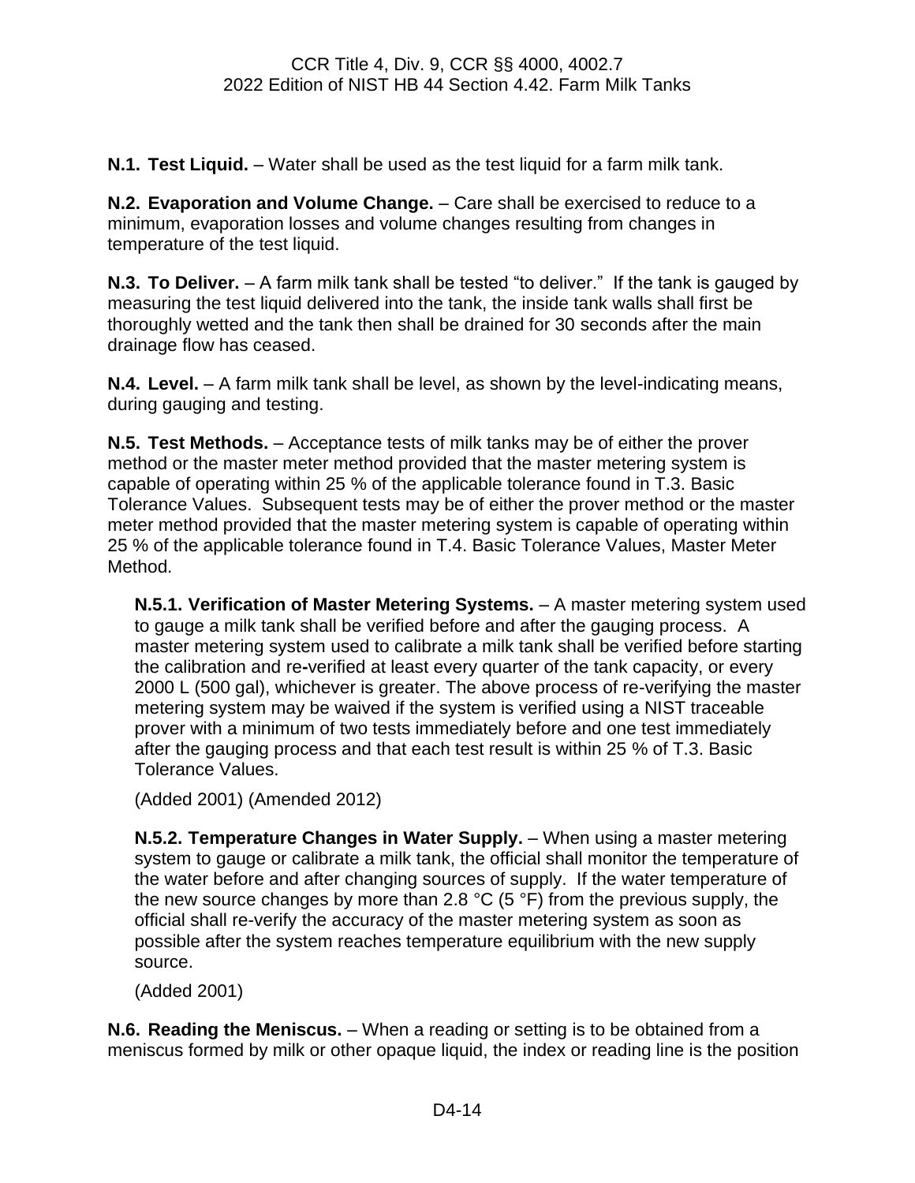**N.1. Test Liquid.** – Water shall be used as the test liquid for a farm milk tank.

**N.2. Evaporation and Volume Change.** – Care shall be exercised to reduce to a minimum, evaporation losses and volume changes resulting from changes in temperature of the test liquid.

**N.3. To Deliver.** – A farm milk tank shall be tested "to deliver." If the tank is gauged by measuring the test liquid delivered into the tank, the inside tank walls shall first be thoroughly wetted and the tank then shall be drained for 30 seconds after the main drainage flow has ceased.

**N.4. Level.** – A farm milk tank shall be level, as shown by the level-indicating means, during gauging and testing.

**N.5. Test Methods.** – Acceptance tests of milk tanks may be of either the prover method or the master meter method provided that the master metering system is capable of operating within 25 % of the applicable tolerance found in T.3. Basic Tolerance Values. Subsequent tests may be of either the prover method or the master meter method provided that the master metering system is capable of operating within 25 % of the applicable tolerance found in T.4. Basic Tolerance Values, Master Meter Method.

**N.5.1. Verification of Master Metering Systems.** – A master metering system used to gauge a milk tank shall be verified before and after the gauging process. A master metering system used to calibrate a milk tank shall be verified before starting the calibration and re-verified at least every quarter of the tank capacity, or every 2000 L (500 gal), whichever is greater. The above process of re-verifying the master metering system may be waived if the system is verified using a NIST traceable prover with a minimum of two tests immediately before and one test immediately after the gauging process and that each test result is within 25 % of T.3. Basic Tolerance Values.

(Added 2001) (Amended 2012)

**N.5.2. Temperature Changes in Water Supply.** – When using a master metering system to gauge or calibrate a milk tank, the official shall monitor the temperature of the water before and after changing sources of supply. If the water temperature of the new source changes by more than 2.8 °C (5 °F) from the previous supply, the official shall re-verify the accuracy of the master metering system as soon as possible after the system reaches temperature equilibrium with the new supply source.

(Added 2001)

**N.6. Reading the Meniscus.** – When a reading or setting is to be obtained from a meniscus formed by milk or other opaque liquid, the index or reading line is the position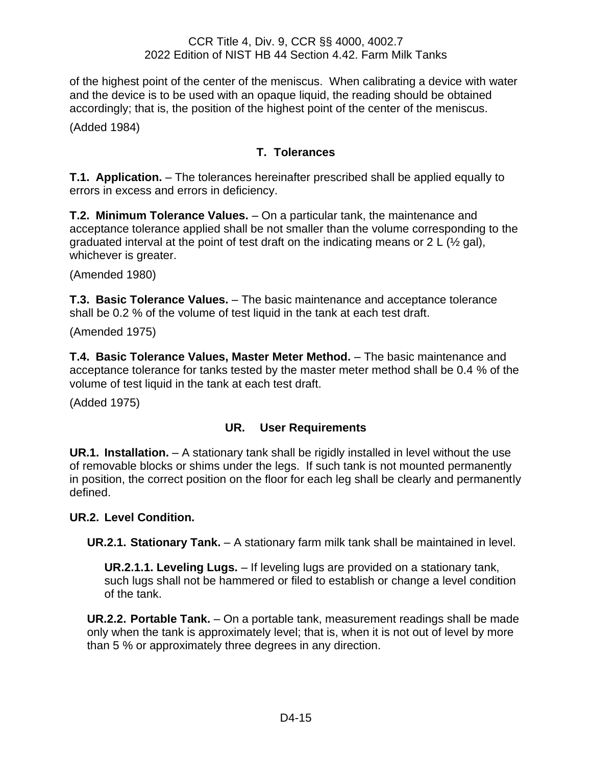of the highest point of the center of the meniscus. When calibrating a device with water and the device is to be used with an opaque liquid, the reading should be obtained accordingly; that is, the position of the highest point of the center of the meniscus.

(Added 1984)

## T. Tolerances

**T.1. Application.** – The tolerances hereinafter prescribed shall be applied equally to errors in excess and errors in deficiency.

**T.2. Minimum Tolerance Values.** – On a particular tank, the maintenance and acceptance tolerance applied shall be not smaller than the volume corresponding to the graduated interval at the point of test draft on the indicating means or 2 L (½ gal), whichever is greater.

(Amended 1980)

**T.3. Basic Tolerance Values.** – The basic maintenance and acceptance tolerance shall be 0.2 % of the volume of test liquid in the tank at each test draft.

(Amended 1975)

**T.4. Basic Tolerance Values, Master Meter Method.** – The basic maintenance and acceptance tolerance for tanks tested by the master meter method shall be 0.4 % of the volume of test liquid in the tank at each test draft.

(Added 1975)

## UR. User Requirements

**UR.1. Installation.** – A stationary tank shall be rigidly installed in level without the use of removable blocks or shims under the legs. If such tank is not mounted permanently in position, the correct position on the floor for each leg shall be clearly and permanently defined.

**UR.2. Level Condition.**

**UR.2.1. Stationary Tank.** – A stationary farm milk tank shall be maintained in level.

**UR.2.1.1. Leveling Lugs.** – If leveling lugs are provided on a stationary tank, such lugs shall not be hammered or filed to establish or change a level condition of the tank.

**UR.2.2. Portable Tank.** – On a portable tank, measurement readings shall be made only when the tank is approximately level; that is, when it is not out of level by more than 5 % or approximately three degrees in any direction.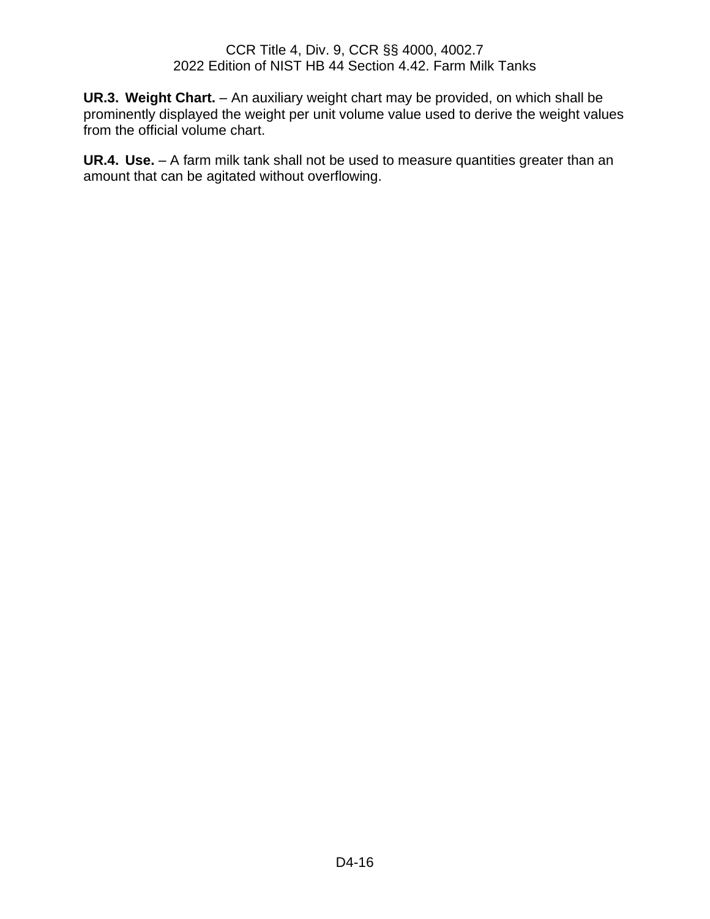**UR.3. Weight Chart.** – An auxiliary weight chart may be provided, on which shall be prominently displayed the weight per unit volume value used to derive the weight values from the official volume chart.

**UR.4. Use.** – A farm milk tank shall not be used to measure quantities greater than an amount that can be agitated without overflowing.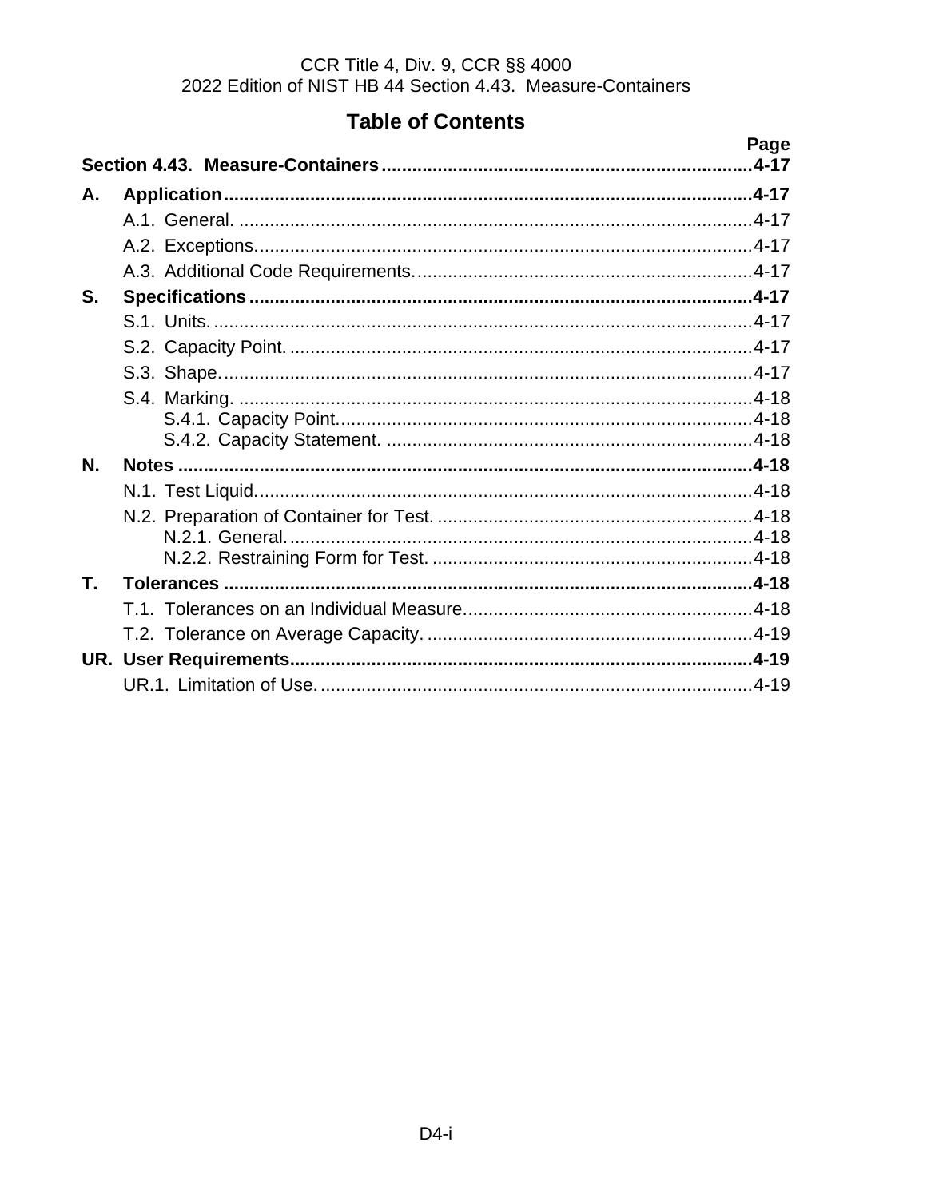CCR Title 4, Div. 9, CCR §§ 4000
2022 Edition of NIST HB 44 Section 4.43. Measure-Containers

# Table of Contents

| | | Page |
|---|---|---|
| **Section 4.43. Measure-Containers** | | **4-17** |
| **A.** | **Application** | **4-17** |
| | A.1. General. | 4-17 |
| | A.2. Exceptions. | 4-17 |
| | A.3. Additional Code Requirements. | 4-17 |
| **S.** | **Specifications** | **4-17** |
| | S.1. Units. | 4-17 |
| | S.2. Capacity Point. | 4-17 |
| | S.3. Shape. | 4-17 |
| | S.4. Marking. | 4-18 |
| | S.4.1. Capacity Point. | 4-18 |
| | S.4.2. Capacity Statement. | 4-18 |
| **N.** | **Notes** | **4-18** |
| | N.1. Test Liquid. | 4-18 |
| | N.2. Preparation of Container for Test. | 4-18 |
| | N.2.1. General. | 4-18 |
| | N.2.2. Restraining Form for Test. | 4-18 |
| **T.** | **Tolerances** | **4-18** |
| | T.1. Tolerances on an Individual Measure. | 4-18 |
| | T.2. Tolerance on Average Capacity. | 4-19 |
| **UR.** | **User Requirements** | **4-19** |
| | UR.1. Limitation of Use. | 4-19 |

D4-i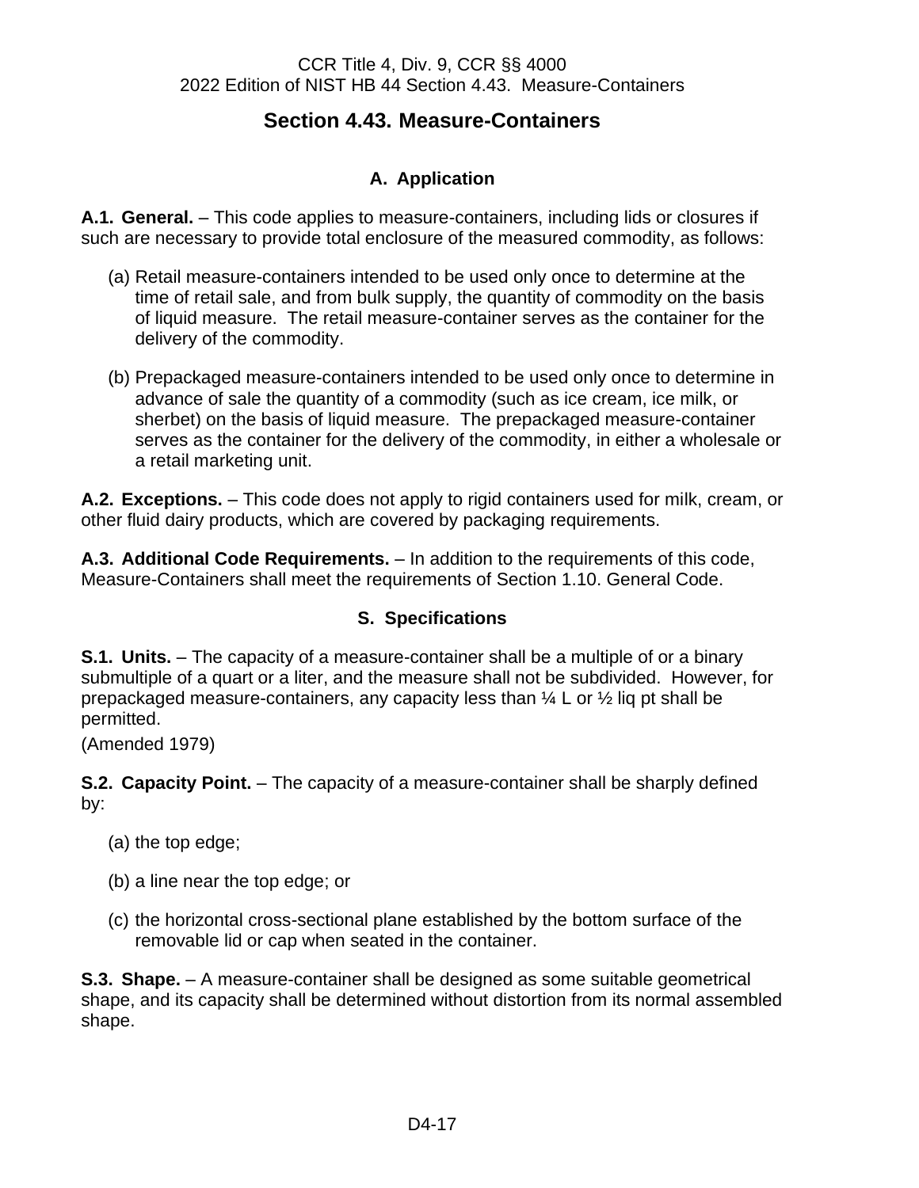# Section 4.43. Measure-Containers

## A. Application

**A.1. General.** – This code applies to measure-containers, including lids or closures if such are necessary to provide total enclosure of the measured commodity, as follows:

(a) Retail measure-containers intended to be used only once to determine at the time of retail sale, and from bulk supply, the quantity of commodity on the basis of liquid measure. The retail measure-container serves as the container for the delivery of the commodity.

(b) Prepackaged measure-containers intended to be used only once to determine in advance of sale the quantity of a commodity (such as ice cream, ice milk, or sherbet) on the basis of liquid measure. The prepackaged measure-container serves as the container for the delivery of the commodity, in either a wholesale or a retail marketing unit.

**A.2. Exceptions.** – This code does not apply to rigid containers used for milk, cream, or other fluid dairy products, which are covered by packaging requirements.

**A.3. Additional Code Requirements.** – In addition to the requirements of this code, Measure-Containers shall meet the requirements of Section 1.10. General Code.

## S. Specifications

**S.1. Units.** – The capacity of a measure-container shall be a multiple of or a binary submultiple of a quart or a liter, and the measure shall not be subdivided. However, for prepackaged measure-containers, any capacity less than ¼ L or ½ liq pt shall be permitted.

(Amended 1979)

**S.2. Capacity Point.** – The capacity of a measure-container shall be sharply defined by:

(a) the top edge;

(b) a line near the top edge; or

(c) the horizontal cross-sectional plane established by the bottom surface of the removable lid or cap when seated in the container.

**S.3. Shape.** – A measure-container shall be designed as some suitable geometrical shape, and its capacity shall be determined without distortion from its normal assembled shape.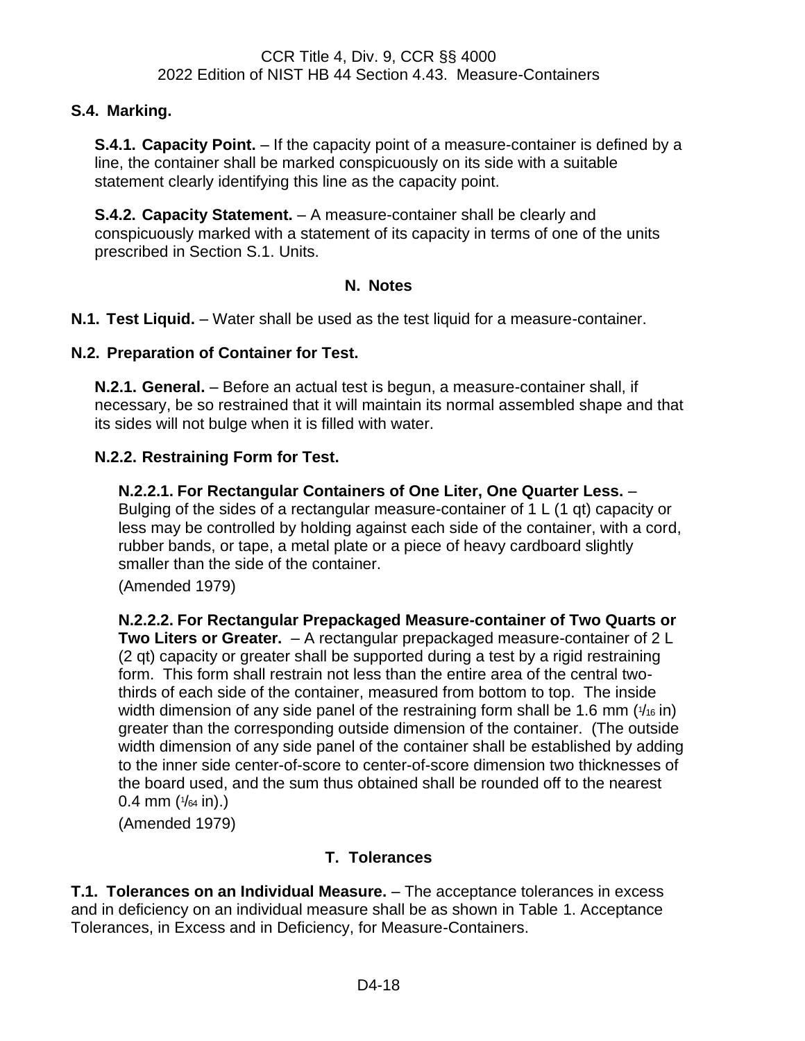### S.4. Marking.

**S.4.1. Capacity Point.** – If the capacity point of a measure-container is defined by a line, the container shall be marked conspicuously on its side with a suitable statement clearly identifying this line as the capacity point.

**S.4.2. Capacity Statement.** – A measure-container shall be clearly and conspicuously marked with a statement of its capacity in terms of one of the units prescribed in Section S.1. Units.

## N. Notes

**N.1. Test Liquid.** – Water shall be used as the test liquid for a measure-container.

### N.2. Preparation of Container for Test.

**N.2.1. General.** – Before an actual test is begun, a measure-container shall, if necessary, be so restrained that it will maintain its normal assembled shape and that its sides will not bulge when it is filled with water.

#### N.2.2. Restraining Form for Test.

**N.2.2.1. For Rectangular Containers of One Liter, One Quarter Less.** – Bulging of the sides of a rectangular measure-container of 1 L (1 qt) capacity or less may be controlled by holding against each side of the container, with a cord, rubber bands, or tape, a metal plate or a piece of heavy cardboard slightly smaller than the side of the container.

(Amended 1979)

**N.2.2.2. For Rectangular Prepackaged Measure-container of Two Quarts or Two Liters or Greater.** – A rectangular prepackaged measure-container of 2 L (2 qt) capacity or greater shall be supported during a test by a rigid restraining form. This form shall restrain not less than the entire area of the central two-thirds of each side of the container, measured from bottom to top. The inside width dimension of any side panel of the restraining form shall be 1.6 mm (1/16 in) greater than the corresponding outside dimension of the container. (The outside width dimension of any side panel of the container shall be established by adding to the inner side center-of-score to center-of-score dimension two thicknesses of the board used, and the sum thus obtained shall be rounded off to the nearest 0.4 mm (1/64 in).)

(Amended 1979)

## T. Tolerances

**T.1. Tolerances on an Individual Measure.** – The acceptance tolerances in excess and in deficiency on an individual measure shall be as shown in Table 1. Acceptance Tolerances, in Excess and in Deficiency, for Measure-Containers.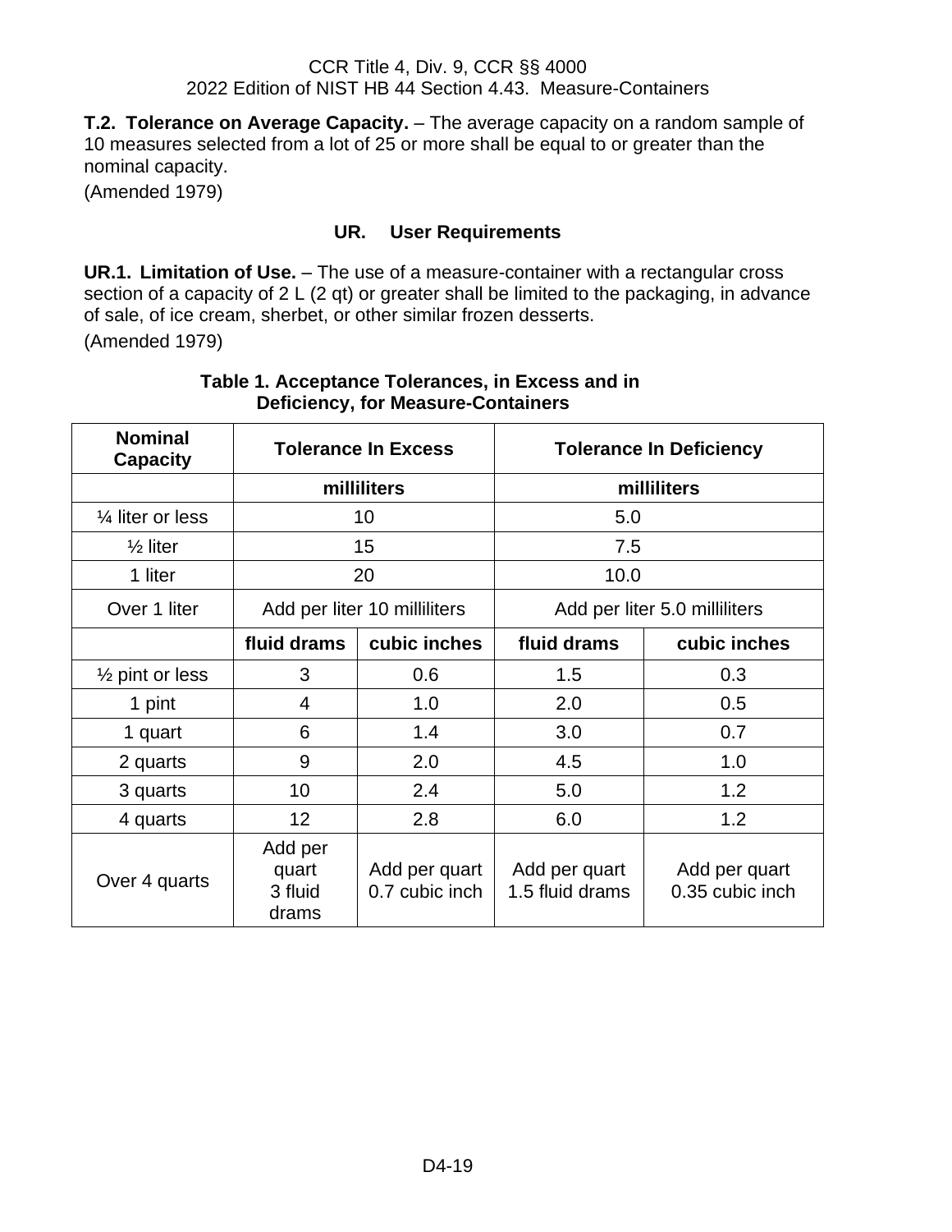**T.2. Tolerance on Average Capacity.** – The average capacity on a random sample of 10 measures selected from a lot of 25 or more shall be equal to or greater than the nominal capacity.

(Amended 1979)

### UR. User Requirements

**UR.1. Limitation of Use.** – The use of a measure-container with a rectangular cross section of a capacity of 2 L (2 qt) or greater shall be limited to the packaging, in advance of sale, of ice cream, sherbet, or other similar frozen desserts.

(Amended 1979)

**Table 1. Acceptance Tolerances, in Excess and in Deficiency, for Measure-Containers**

| Nominal Capacity | Tolerance In Excess | | Tolerance In Deficiency | |
|---|---|---|---|---|
| | milliliters | | milliliters | |
| ¼ liter or less | 10 | | 5.0 | |
| ½ liter | 15 | | 7.5 | |
| 1 liter | 20 | | 10.0 | |
| Over 1 liter | Add per liter 10 milliliters | | Add per liter 5.0 milliliters | |
| | fluid drams | cubic inches | fluid drams | cubic inches |
| ½ pint or less | 3 | 0.6 | 1.5 | 0.3 |
| 1 pint | 4 | 1.0 | 2.0 | 0.5 |
| 1 quart | 6 | 1.4 | 3.0 | 0.7 |
| 2 quarts | 9 | 2.0 | 4.5 | 1.0 |
| 3 quarts | 10 | 2.4 | 5.0 | 1.2 |
| 4 quarts | 12 | 2.8 | 6.0 | 1.2 |
| Over 4 quarts | Add per quart 3 fluid drams | Add per quart 0.7 cubic inch | Add per quart 1.5 fluid drams | Add per quart 0.35 cubic inch |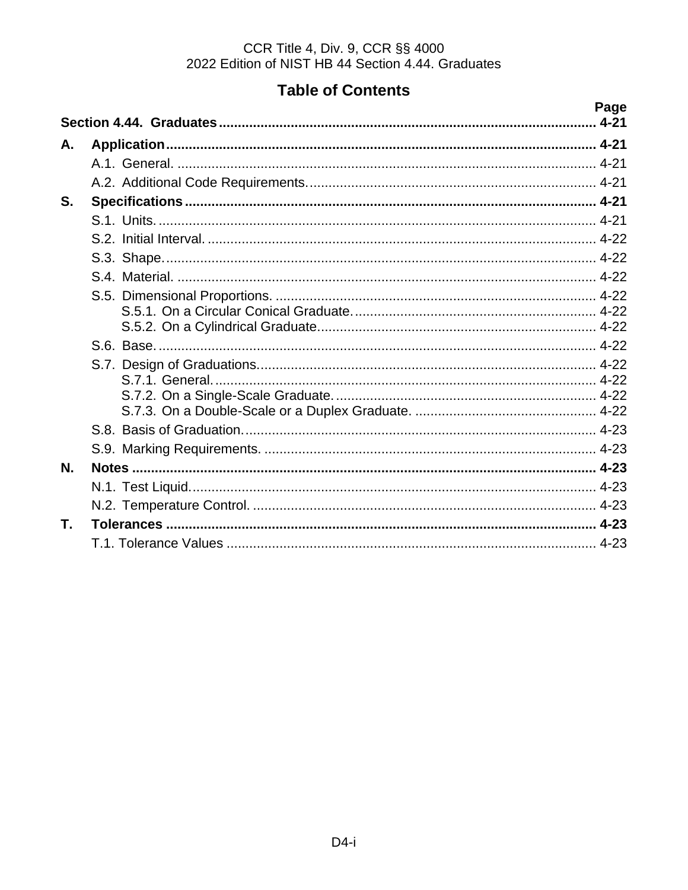CCR Title 4, Div. 9, CCR §§ 4000
2022 Edition of NIST HB 44 Section 4.44. Graduates

# Table of Contents

| | | Page |
|---|---|---|
| **Section 4.44. Graduates** | | **4-21** |
| **A.** | **Application** | **4-21** |
| | A.1. General. | 4-21 |
| | A.2. Additional Code Requirements. | 4-21 |
| **S.** | **Specifications** | **4-21** |
| | S.1. Units. | 4-21 |
| | S.2. Initial Interval. | 4-22 |
| | S.3. Shape. | 4-22 |
| | S.4. Material. | 4-22 |
| | S.5. Dimensional Proportions. | 4-22 |
| | S.5.1. On a Circular Conical Graduate. | 4-22 |
| | S.5.2. On a Cylindrical Graduate. | 4-22 |
| | S.6. Base. | 4-22 |
| | S.7. Design of Graduations. | 4-22 |
| | S.7.1. General. | 4-22 |
| | S.7.2. On a Single-Scale Graduate. | 4-22 |
| | S.7.3. On a Double-Scale or a Duplex Graduate. | 4-22 |
| | S.8. Basis of Graduation. | 4-23 |
| | S.9. Marking Requirements. | 4-23 |
| **N.** | **Notes** | **4-23** |
| | N.1. Test Liquid. | 4-23 |
| | N.2. Temperature Control. | 4-23 |
| **T.** | **Tolerances** | **4-23** |
| | T.1. Tolerance Values | 4-23 |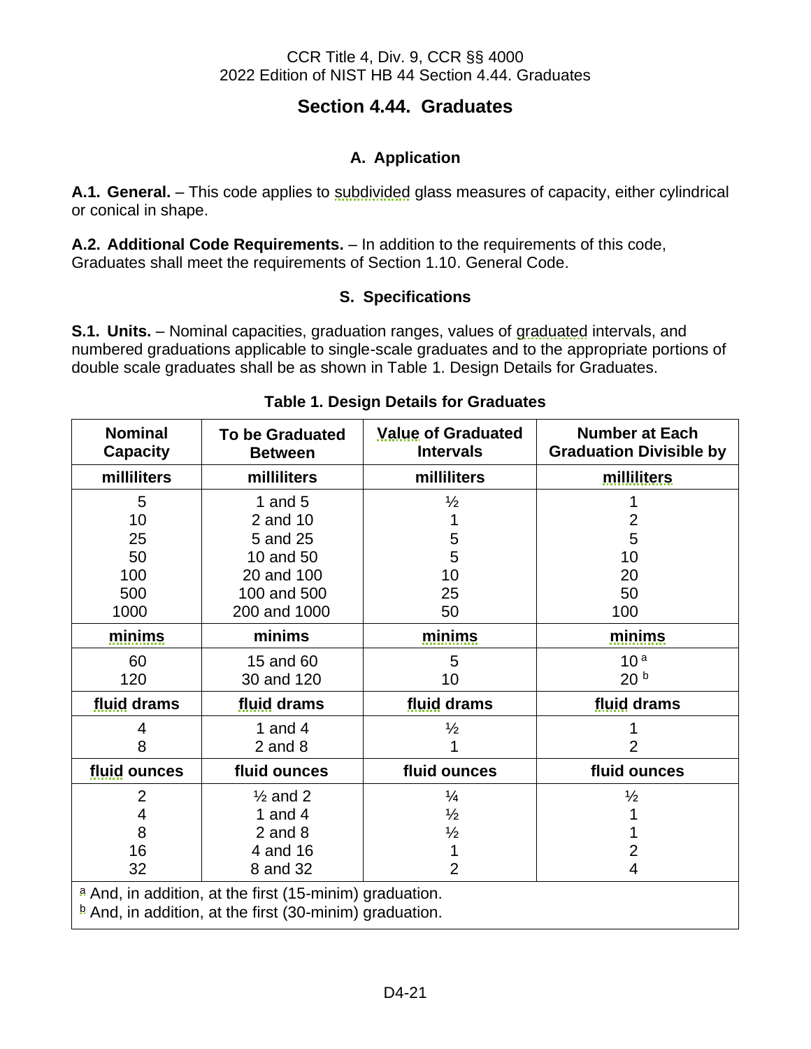# Section 4.44. Graduates

## A. Application

**A.1. General.** – This code applies to subdivided glass measures of capacity, either cylindrical or conical in shape.

**A.2. Additional Code Requirements.** – In addition to the requirements of this code, Graduates shall meet the requirements of Section 1.10. General Code.

## S. Specifications

**S.1. Units.** – Nominal capacities, graduation ranges, values of graduated intervals, and numbered graduations applicable to single-scale graduates and to the appropriate portions of double scale graduates shall be as shown in Table 1. Design Details for Graduates.

**Table 1. Design Details for Graduates**

| Nominal Capacity | To be Graduated Between | Value of Graduated Intervals | Number at Each Graduation Divisible by |
|---|---|---|---|
| **milliliters** | **milliliters** | **milliliters** | **milliliters** |
| 5 | 1 and 5 | ½ | 1 |
| 10 | 2 and 10 | 1 | 2 |
| 25 | 5 and 25 | 5 | 5 |
| 50 | 10 and 50 | 5 | 10 |
| 100 | 20 and 100 | 10 | 20 |
| 500 | 100 and 500 | 25 | 50 |
| 1000 | 200 and 1000 | 50 | 100 |
| **minims** | **minims** | **minims** | **minims** |
| 60 | 15 and 60 | 5 | 10 [a] |
| 120 | 30 and 120 | 10 | 20 [b] |
| **fluid drams** | **fluid drams** | **fluid drams** | **fluid drams** |
| 4 | 1 and 4 | ½ | 1 |
| 8 | 2 and 8 | 1 | 2 |
| **fluid ounces** | **fluid ounces** | **fluid ounces** | **fluid ounces** |
| 2 | ½ and 2 | ¼ | ½ |
| 4 | 1 and 4 | ½ | 1 |
| 8 | 2 and 8 | ½ | 1 |
| 16 | 4 and 16 | 1 | 2 |
| 32 | 8 and 32 | 2 | 4 |

[a] And, in addition, at the first (15-minim) graduation.
[b] And, in addition, at the first (30-minim) graduation.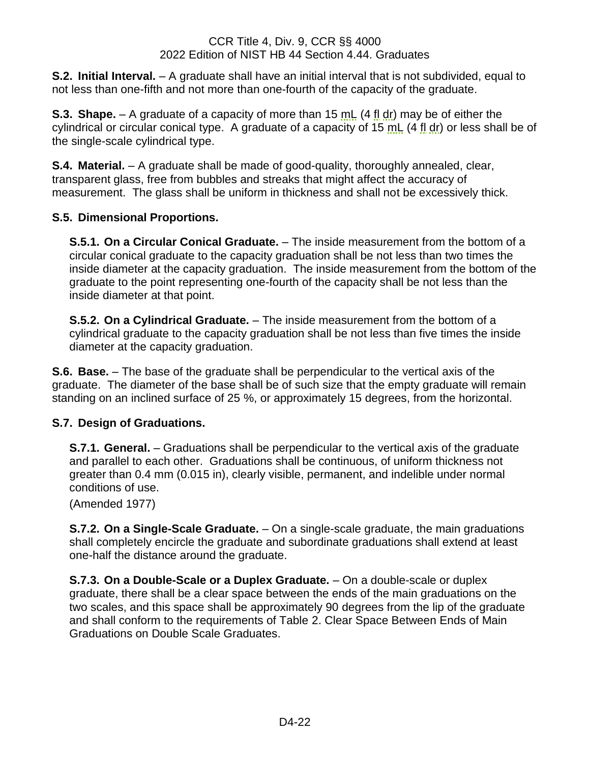**S.2. Initial Interval.** – A graduate shall have an initial interval that is not subdivided, equal to not less than one-fifth and not more than one-fourth of the capacity of the graduate.

**S.3. Shape.** – A graduate of a capacity of more than 15 mL (4 fl dr) may be of either the cylindrical or circular conical type. A graduate of a capacity of 15 mL (4 fl dr) or less shall be of the single-scale cylindrical type.

**S.4. Material.** – A graduate shall be made of good-quality, thoroughly annealed, clear, transparent glass, free from bubbles and streaks that might affect the accuracy of measurement. The glass shall be uniform in thickness and shall not be excessively thick.

**S.5. Dimensional Proportions.**

**S.5.1. On a Circular Conical Graduate.** – The inside measurement from the bottom of a circular conical graduate to the capacity graduation shall be not less than two times the inside diameter at the capacity graduation. The inside measurement from the bottom of the graduate to the point representing one-fourth of the capacity shall be not less than the inside diameter at that point.

**S.5.2. On a Cylindrical Graduate.** – The inside measurement from the bottom of a cylindrical graduate to the capacity graduation shall be not less than five times the inside diameter at the capacity graduation.

**S.6. Base.** – The base of the graduate shall be perpendicular to the vertical axis of the graduate. The diameter of the base shall be of such size that the empty graduate will remain standing on an inclined surface of 25 %, or approximately 15 degrees, from the horizontal.

**S.7. Design of Graduations.**

**S.7.1. General.** – Graduations shall be perpendicular to the vertical axis of the graduate and parallel to each other. Graduations shall be continuous, of uniform thickness not greater than 0.4 mm (0.015 in), clearly visible, permanent, and indelible under normal conditions of use.

(Amended 1977)

**S.7.2. On a Single-Scale Graduate.** – On a single-scale graduate, the main graduations shall completely encircle the graduate and subordinate graduations shall extend at least one-half the distance around the graduate.

**S.7.3. On a Double-Scale or a Duplex Graduate.** – On a double-scale or duplex graduate, there shall be a clear space between the ends of the main graduations on the two scales, and this space shall be approximately 90 degrees from the lip of the graduate and shall conform to the requirements of Table 2. Clear Space Between Ends of Main Graduations on Double Scale Graduates.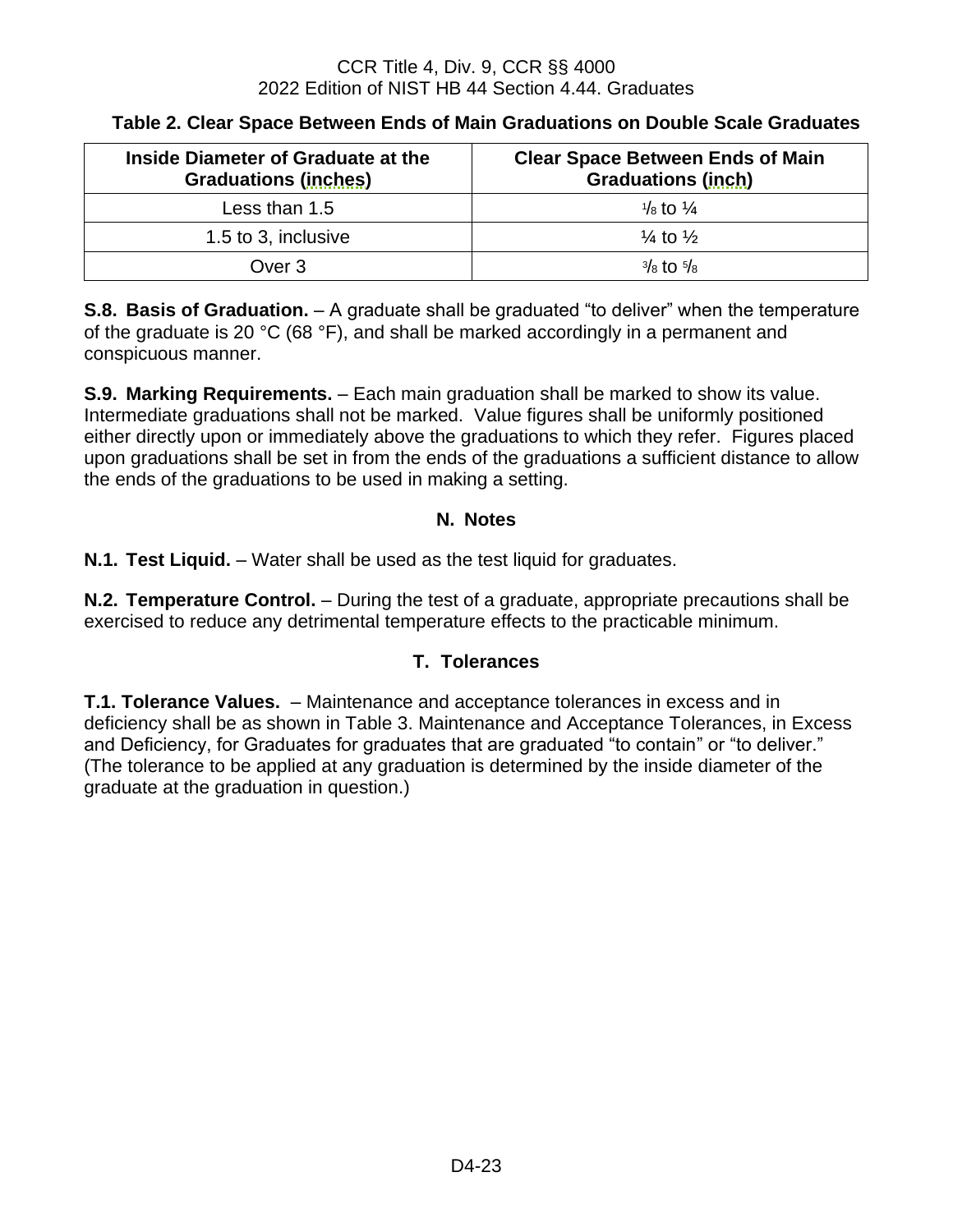**Table 2. Clear Space Between Ends of Main Graduations on Double Scale Graduates**

| Inside Diameter of Graduate at the Graduations (inches) | Clear Space Between Ends of Main Graduations (inch) |
|---|---|
| Less than 1.5 | ⅛ to ¼ |
| 1.5 to 3, inclusive | ¼ to ½ |
| Over 3 | ⅜ to ⅝ |

**S.8. Basis of Graduation.** – A graduate shall be graduated "to deliver" when the temperature of the graduate is 20 °C (68 °F), and shall be marked accordingly in a permanent and conspicuous manner.

**S.9. Marking Requirements.** – Each main graduation shall be marked to show its value. Intermediate graduations shall not be marked. Value figures shall be uniformly positioned either directly upon or immediately above the graduations to which they refer. Figures placed upon graduations shall be set in from the ends of the graduations a sufficient distance to allow the ends of the graduations to be used in making a setting.

## N. Notes

**N.1. Test Liquid.** – Water shall be used as the test liquid for graduates.

**N.2. Temperature Control.** – During the test of a graduate, appropriate precautions shall be exercised to reduce any detrimental temperature effects to the practicable minimum.

## T. Tolerances

**T.1. Tolerance Values.** – Maintenance and acceptance tolerances in excess and in deficiency shall be as shown in Table 3. Maintenance and Acceptance Tolerances, in Excess and Deficiency, for Graduates for graduates that are graduated "to contain" or "to deliver." (The tolerance to be applied at any graduation is determined by the inside diameter of the graduate at the graduation in question.)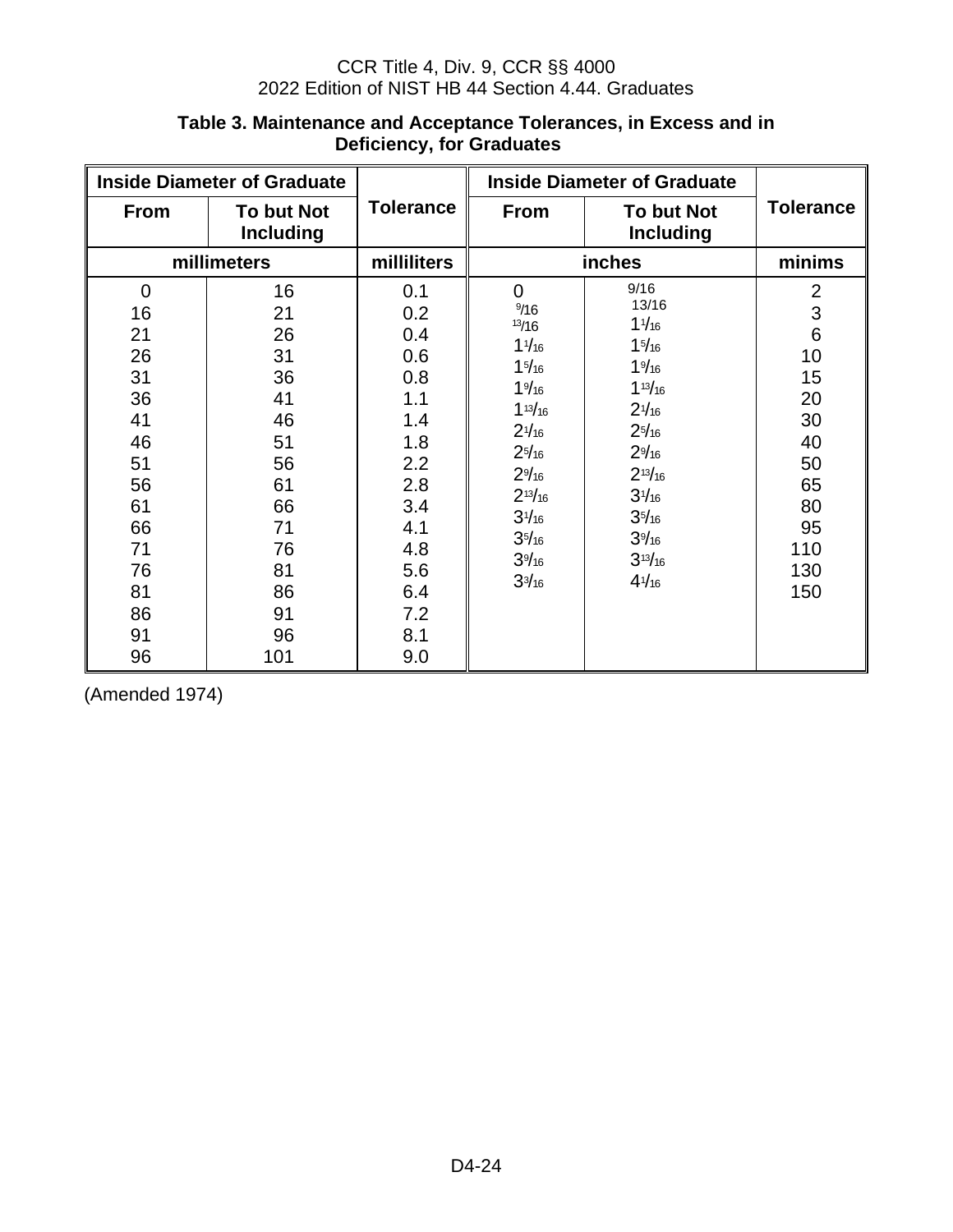**Table 3. Maintenance and Acceptance Tolerances, in Excess and in Deficiency, for Graduates**

| Inside Diameter of Graduate | | | Inside Diameter of Graduate | | |
|---|---|---|---|---|---|
| From | To but Not Including | Tolerance | From | To but Not Including | Tolerance |
| millimeters | | milliliters | inches | | minims |
| 0 | 16 | 0.1 | 0 | 9/16 | 2 |
| 16 | 21 | 0.2 | 9/16 | 13/16 | 3 |
| 21 | 26 | 0.4 | 13/16 | 1 1/16 | 6 |
| 26 | 31 | 0.6 | 1 1/16 | 1 5/16 | 10 |
| 31 | 36 | 0.8 | 1 5/16 | 1 9/16 | 15 |
| 36 | 41 | 1.1 | 1 9/16 | 1 13/16 | 20 |
| 41 | 46 | 1.4 | 1 13/16 | 2 1/16 | 30 |
| 46 | 51 | 1.8 | 2 1/16 | 2 5/16 | 40 |
| 51 | 56 | 2.2 | 2 5/16 | 2 9/16 | 50 |
| 56 | 61 | 2.8 | 2 9/16 | 2 13/16 | 65 |
| 61 | 66 | 3.4 | 2 13/16 | 3 1/16 | 80 |
| 66 | 71 | 4.1 | 3 1/16 | 3 5/16 | 95 |
| 71 | 76 | 4.8 | 3 5/16 | 3 9/16 | 110 |
| 76 | 81 | 5.6 | 3 9/16 | 3 13/16 | 130 |
| 81 | 86 | 6.4 | 3 3/16 | 4 1/16 | 150 |
| 86 | 91 | 7.2 | | | |
| 91 | 96 | 8.1 | | | |
| 96 | 101 | 9.0 | | | |

(Amended 1974)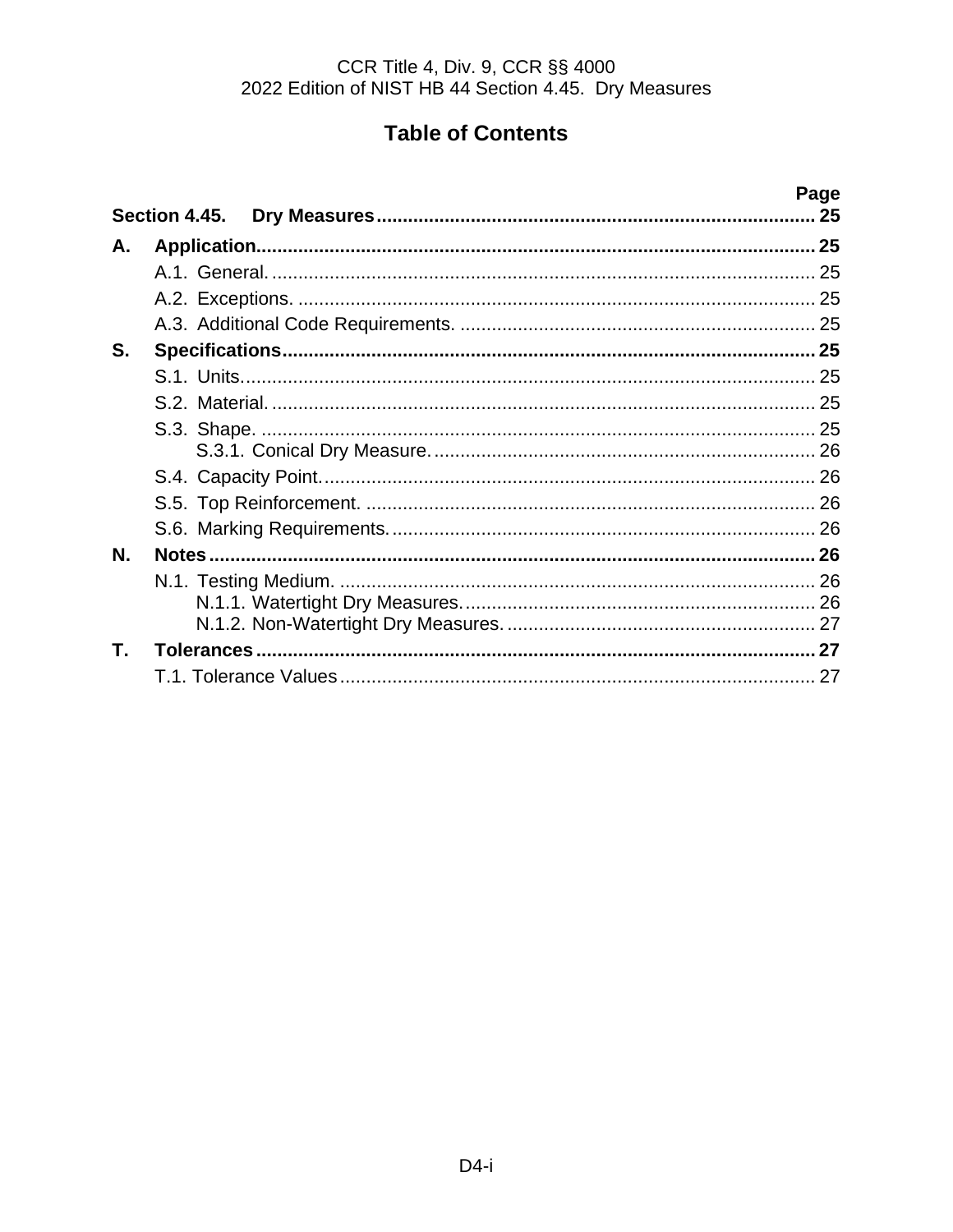CCR Title 4, Div. 9, CCR §§ 4000
2022 Edition of NIST HB 44 Section 4.45. Dry Measures

# Table of Contents

| | Page |
|---|---|
| **Section 4.45. Dry Measures** | **25** |
| **A. Application** | **25** |
| A.1. General. | 25 |
| A.2. Exceptions. | 25 |
| A.3. Additional Code Requirements. | 25 |
| **S. Specifications** | **25** |
| S.1. Units. | 25 |
| S.2. Material. | 25 |
| S.3. Shape. | 25 |
| S.3.1. Conical Dry Measure. | 26 |
| S.4. Capacity Point. | 26 |
| S.5. Top Reinforcement. | 26 |
| S.6. Marking Requirements. | 26 |
| **N. Notes** | **26** |
| N.1. Testing Medium. | 26 |
| N.1.1. Watertight Dry Measures. | 26 |
| N.1.2. Non-Watertight Dry Measures. | 27 |
| **T. Tolerances** | **27** |
| T.1. Tolerance Values | 27 |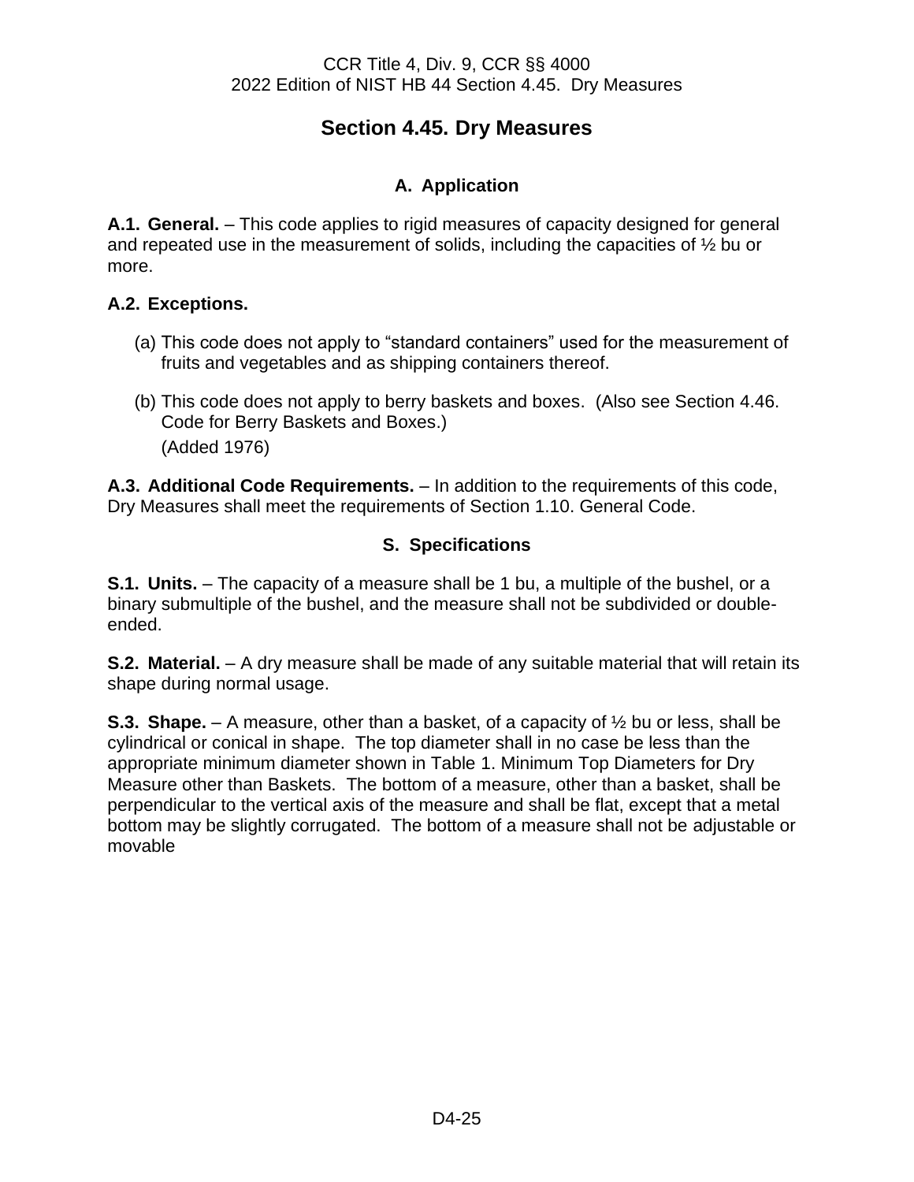# Section 4.45. Dry Measures

## A. Application

**A.1. General.** – This code applies to rigid measures of capacity designed for general and repeated use in the measurement of solids, including the capacities of ½ bu or more.

**A.2. Exceptions.**

(a) This code does not apply to "standard containers" used for the measurement of fruits and vegetables and as shipping containers thereof.

(b) This code does not apply to berry baskets and boxes. (Also see Section 4.46. Code for Berry Baskets and Boxes.)
(Added 1976)

**A.3. Additional Code Requirements.** – In addition to the requirements of this code, Dry Measures shall meet the requirements of Section 1.10. General Code.

## S. Specifications

**S.1. Units.** – The capacity of a measure shall be 1 bu, a multiple of the bushel, or a binary submultiple of the bushel, and the measure shall not be subdivided or double-ended.

**S.2. Material.** – A dry measure shall be made of any suitable material that will retain its shape during normal usage.

**S.3. Shape.** – A measure, other than a basket, of a capacity of ½ bu or less, shall be cylindrical or conical in shape. The top diameter shall in no case be less than the appropriate minimum diameter shown in Table 1. Minimum Top Diameters for Dry Measure other than Baskets. The bottom of a measure, other than a basket, shall be perpendicular to the vertical axis of the measure and shall be flat, except that a metal bottom may be slightly corrugated. The bottom of a measure shall not be adjustable or movable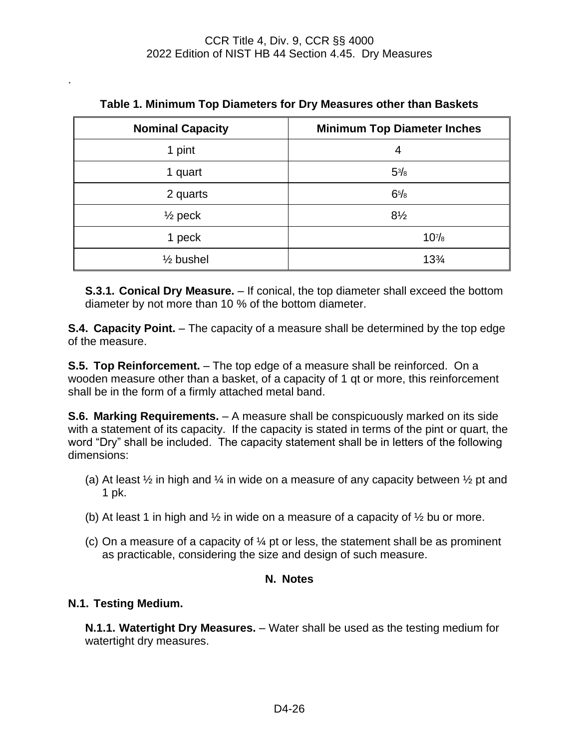**Table 1. Minimum Top Diameters for Dry Measures other than Baskets**

| Nominal Capacity | Minimum Top Diameter Inches |
| --- | --- |
| 1 pint | 4 |
| 1 quart | 5⅜ |
| 2 quarts | 6⅝ |
| ½ peck | 8½ |
| 1 peck | 10⅞ |
| ½ bushel | 13¾ |

**S.3.1. Conical Dry Measure.** – If conical, the top diameter shall exceed the bottom diameter by not more than 10 % of the bottom diameter.

**S.4. Capacity Point.** – The capacity of a measure shall be determined by the top edge of the measure.

**S.5. Top Reinforcement.** – The top edge of a measure shall be reinforced. On a wooden measure other than a basket, of a capacity of 1 qt or more, this reinforcement shall be in the form of a firmly attached metal band.

**S.6. Marking Requirements.** – A measure shall be conspicuously marked on its side with a statement of its capacity. If the capacity is stated in terms of the pint or quart, the word "Dry" shall be included. The capacity statement shall be in letters of the following dimensions:

(a) At least ½ in high and ¼ in wide on a measure of any capacity between ½ pt and 1 pk.

(b) At least 1 in high and ½ in wide on a measure of a capacity of ½ bu or more.

(c) On a measure of a capacity of ¼ pt or less, the statement shall be as prominent as practicable, considering the size and design of such measure.

## N. Notes

**N.1. Testing Medium.**

**N.1.1. Watertight Dry Measures.** – Water shall be used as the testing medium for watertight dry measures.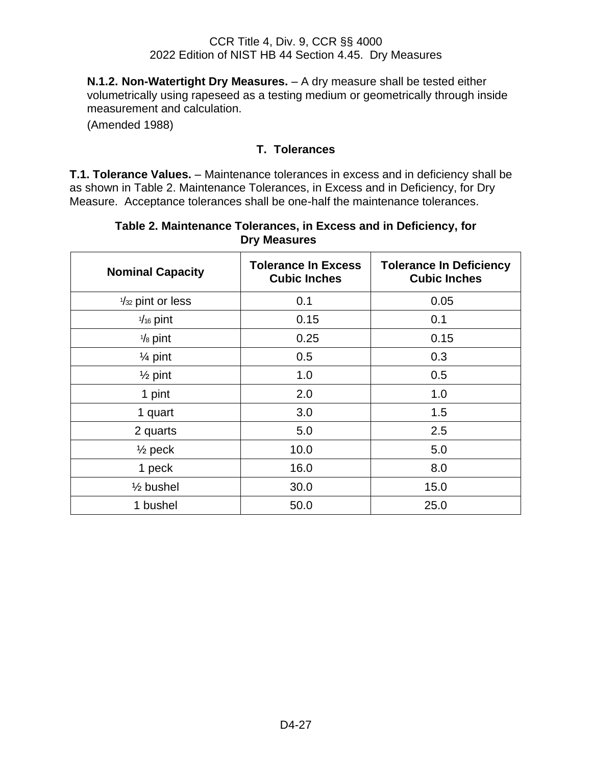**N.1.2. Non-Watertight Dry Measures.** – A dry measure shall be tested either volumetrically using rapeseed as a testing medium or geometrically through inside measurement and calculation.

(Amended 1988)

## T. Tolerances

**T.1. Tolerance Values.** – Maintenance tolerances in excess and in deficiency shall be as shown in Table 2. Maintenance Tolerances, in Excess and in Deficiency, for Dry Measure. Acceptance tolerances shall be one-half the maintenance tolerances.

**Table 2. Maintenance Tolerances, in Excess and in Deficiency, for Dry Measures**

| Nominal Capacity | Tolerance In Excess Cubic Inches | Tolerance In Deficiency Cubic Inches |
|---|---|---|
| 1/32 pint or less | 0.1 | 0.05 |
| 1/16 pint | 0.15 | 0.1 |
| 1/8 pint | 0.25 | 0.15 |
| ¼ pint | 0.5 | 0.3 |
| ½ pint | 1.0 | 0.5 |
| 1 pint | 2.0 | 1.0 |
| 1 quart | 3.0 | 1.5 |
| 2 quarts | 5.0 | 2.5 |
| ½ peck | 10.0 | 5.0 |
| 1 peck | 16.0 | 8.0 |
| ½ bushel | 30.0 | 15.0 |
| 1 bushel | 50.0 | 25.0 |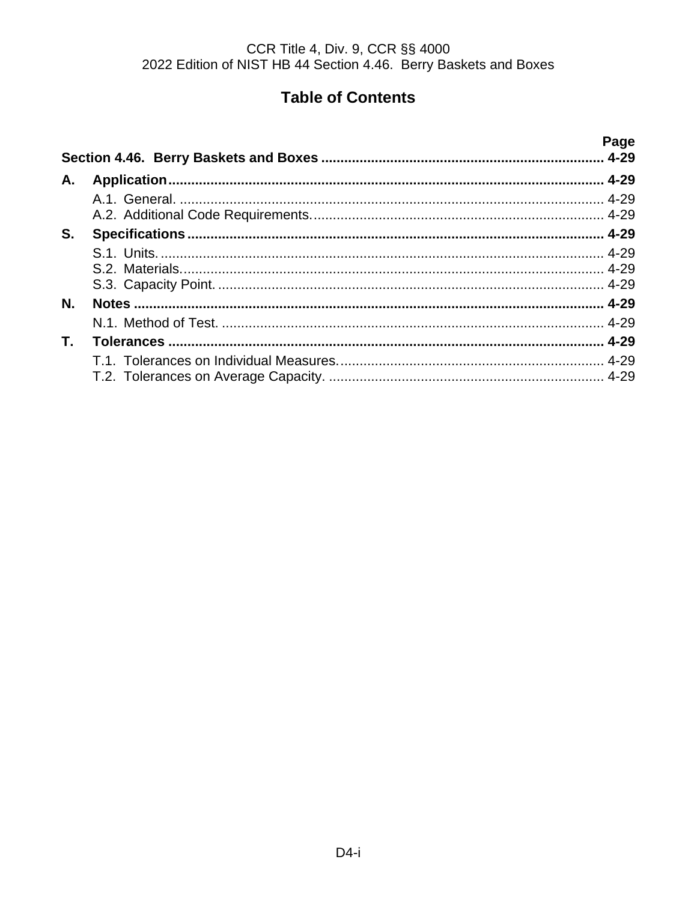## Table of Contents

| | | Page |
|---|---|---|
| **Section 4.46. Berry Baskets and Boxes** | | **4-29** |
| **A.** | **Application** | **4-29** |
| | A.1. General. | 4-29 |
| | A.2. Additional Code Requirements. | 4-29 |
| **S.** | **Specifications** | **4-29** |
| | S.1. Units. | 4-29 |
| | S.2. Materials. | 4-29 |
| | S.3. Capacity Point. | 4-29 |
| **N.** | **Notes** | **4-29** |
| | N.1. Method of Test. | 4-29 |
| **T.** | **Tolerances** | **4-29** |
| | T.1. Tolerances on Individual Measures. | 4-29 |
| | T.2. Tolerances on Average Capacity. | 4-29 |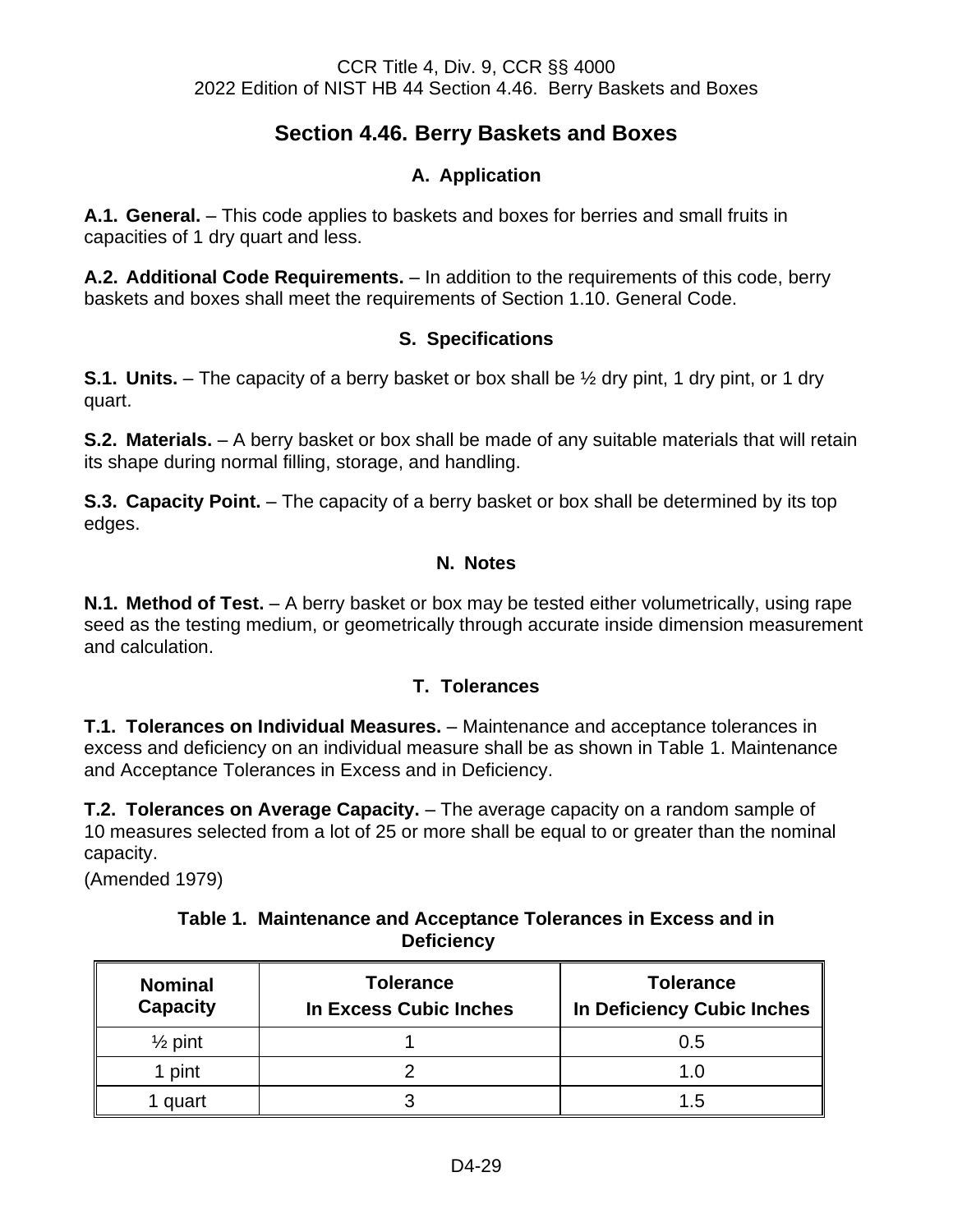# Section 4.46. Berry Baskets and Boxes

## A. Application

**A.1. General.** – This code applies to baskets and boxes for berries and small fruits in capacities of 1 dry quart and less.

**A.2. Additional Code Requirements.** – In addition to the requirements of this code, berry baskets and boxes shall meet the requirements of Section 1.10. General Code.

## S. Specifications

**S.1. Units.** – The capacity of a berry basket or box shall be ½ dry pint, 1 dry pint, or 1 dry quart.

**S.2. Materials.** – A berry basket or box shall be made of any suitable materials that will retain its shape during normal filling, storage, and handling.

**S.3. Capacity Point.** – The capacity of a berry basket or box shall be determined by its top edges.

## N. Notes

**N.1. Method of Test.** – A berry basket or box may be tested either volumetrically, using rape seed as the testing medium, or geometrically through accurate inside dimension measurement and calculation.

## T. Tolerances

**T.1. Tolerances on Individual Measures.** – Maintenance and acceptance tolerances in excess and deficiency on an individual measure shall be as shown in Table 1. Maintenance and Acceptance Tolerances in Excess and in Deficiency.

**T.2. Tolerances on Average Capacity.** – The average capacity on a random sample of 10 measures selected from a lot of 25 or more shall be equal to or greater than the nominal capacity.

(Amended 1979)

**Table 1. Maintenance and Acceptance Tolerances in Excess and in Deficiency**

| Nominal Capacity | Tolerance In Excess Cubic Inches | Tolerance In Deficiency Cubic Inches |
|---|---|---|
| ½ pint | 1 | 0.5 |
| 1 pint | 2 | 1.0 |
| 1 quart | 3 | 1.5 |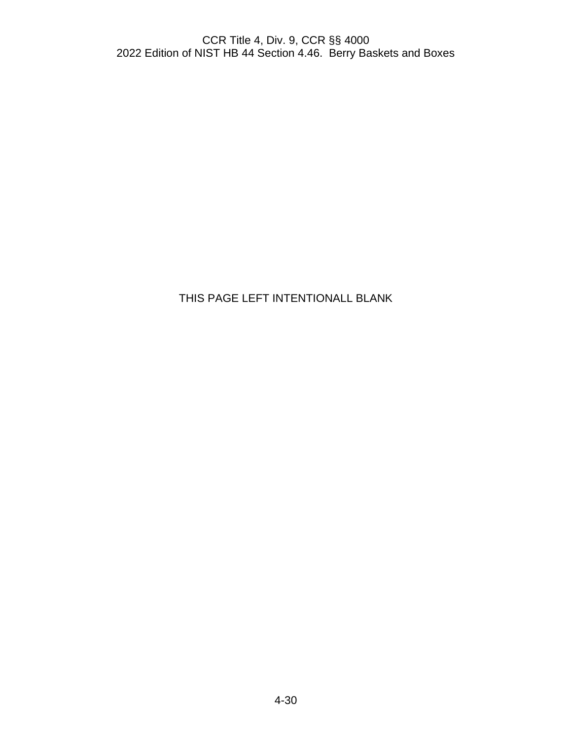THIS PAGE LEFT INTENTIONALL BLANK